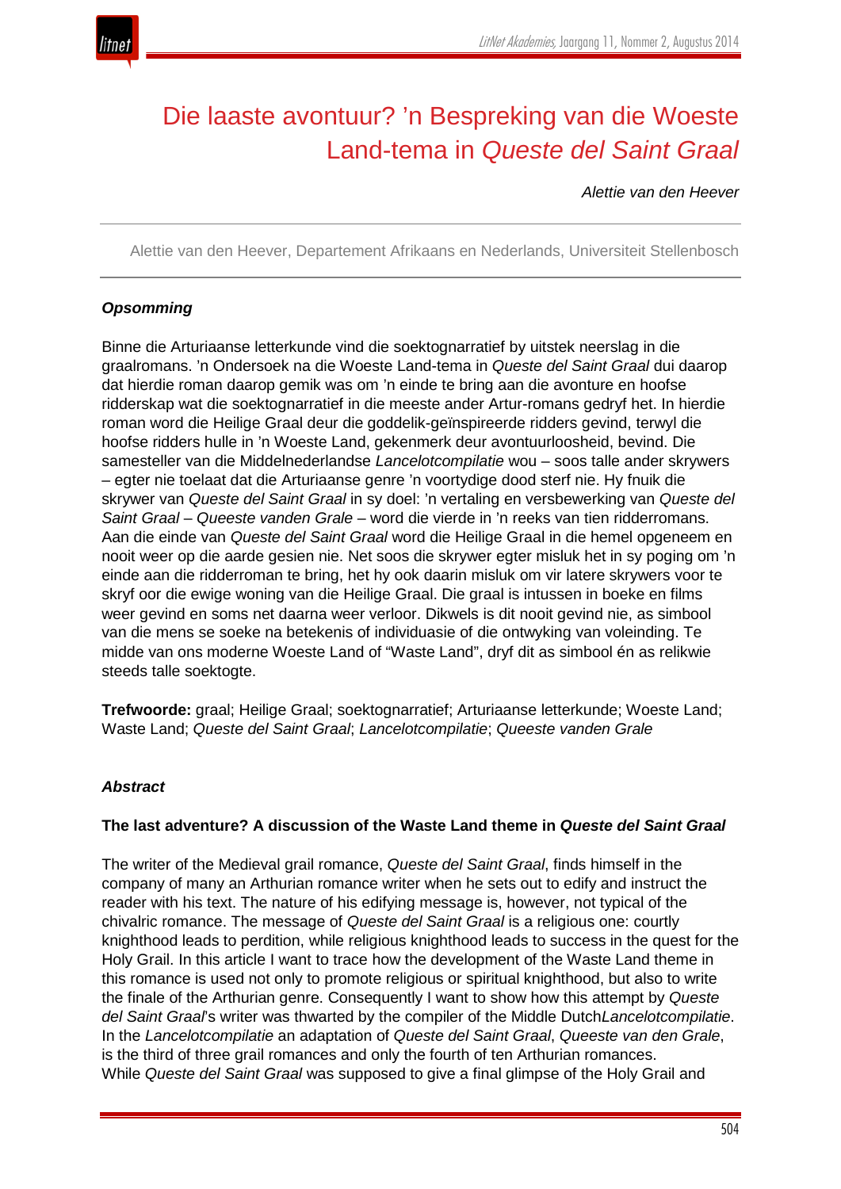# Die laaste avontuur? ’n Bespreking van die Woeste Land-tema in *Queste del Saint Graal*

*Alettie van den Heever*

Alettie van den Heever, Departement Afrikaans en Nederlands, Universiteit Stellenbosch

### *Opsomming*

Binne die Arturiaanse letterkunde vind die soektognarratief by uitstek neerslag in die graalromans. ’n Ondersoek na die Woeste Land-tema in *Queste del Saint Graal* dui daarop dat hierdie roman daarop gemik was om ’n einde te bring aan die avonture en hoofse ridderskap wat die soektognarratief in die meeste ander Artur-romans gedryf het. In hierdie roman word die Heilige Graal deur die goddelik-geïnspireerde ridders gevind, terwyl die hoofse ridders hulle in ’n Woeste Land, gekenmerk deur avontuurloosheid, bevind. Die samesteller van die Middelnederlandse *Lancelotcompilatie* wou – soos talle ander skrywers – egter nie toelaat dat die Arturiaanse genre ’n voortydige dood sterf nie. Hy fnuik die skrywer van *Queste del Saint Graal* in sy doel: ’n vertaling en versbewerking van *Queste del Saint Graal* – *Queeste vanden Grale* – word die vierde in ’n reeks van tien ridderromans. Aan die einde van *Queste del Saint Graal* word die Heilige Graal in die hemel opgeneem en nooit weer op die aarde gesien nie. Net soos die skrywer egter misluk het in sy poging om ’n einde aan die ridderroman te bring, het hy ook daarin misluk om vir latere skrywers voor te skryf oor die ewige woning van die Heilige Graal. Die graal is intussen in boeke en films weer gevind en soms net daarna weer verloor. Dikwels is dit nooit gevind nie, as simbool van die mens se soeke na betekenis of individuasie of die ontwyking van voleinding. Te midde van ons moderne Woeste Land of “Waste Land”, dryf dit as simbool én as relikwie steeds talle soektogte.

**Trefwoorde:** graal; Heilige Graal; soektognarratief; Arturiaanse letterkunde; Woeste Land; Waste Land; *Queste del Saint Graal*; *Lancelotcompilatie*; *Queeste vanden Grale*

### *Abstract*

**The last adventure? A discussion of the Waste Land theme in *Queste del Saint Graal***

The writer of the Medieval grail romance, *Queste del Saint Graal*, finds himself in the company of many an Arthurian romance writer when he sets out to edify and instruct the reader with his text. The nature of his edifying message is, however, not typical of the chivalric romance. The message of *Queste del Saint Graal* is a religious one: courtly knighthood leads to perdition, while religious knighthood leads to success in the quest for the Holy Grail. In this article I want to trace how the development of the Waste Land theme in this romance is used not only to promote religious or spiritual knighthood, but also to write the finale of the Arthurian genre. Consequently I want to show how this attempt by *Queste del Saint Graal*’s writer was thwarted by the compiler of the Middle Dutch*Lancelotcompilatie*. In the *Lancelotcompilatie* an adaptation of *Queste del Saint Graal*, *Queeste van den Grale*, is the third of three grail romances and only the fourth of ten Arthurian romances. While *Queste del Saint Graal* was supposed to give a final glimpse of the Holy Grail and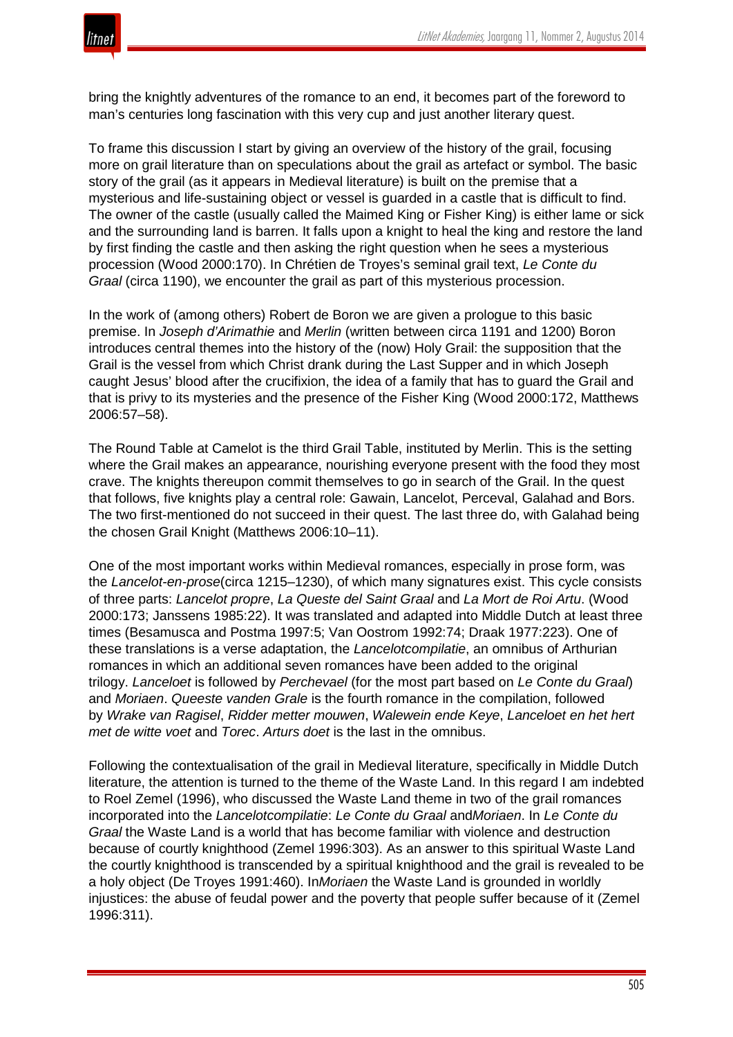bring the knightly adventures of the romance to an end, it becomes part of the foreword to man's centuries long fascination with this very cup and just another literary quest.

To frame this discussion I start by giving an overview of the history of the grail, focusing more on grail literature than on speculations about the grail as artefact or symbol. The basic story of the grail (as it appears in Medieval literature) is built on the premise that a mysterious and life-sustaining object or vessel is guarded in a castle that is difficult to find. The owner of the castle (usually called the Maimed King or Fisher King) is either lame or sick and the surrounding land is barren. It falls upon a knight to heal the king and restore the land by first finding the castle and then asking the right question when he sees a mysterious procession (Wood 2000:170). In Chrétien de Troyes's seminal grail text, *Le Conte du Graal* (circa 1190), we encounter the grail as part of this mysterious procession.

In the work of (among others) Robert de Boron we are given a prologue to this basic premise. In *Joseph d'Arimathie* and *Merlin* (written between circa 1191 and 1200) Boron introduces central themes into the history of the (now) Holy Grail: the supposition that the Grail is the vessel from which Christ drank during the Last Supper and in which Joseph caught Jesus' blood after the crucifixion, the idea of a family that has to guard the Grail and that is privy to its mysteries and the presence of the Fisher King (Wood 2000:172, Matthews 2006:57–58).

The Round Table at Camelot is the third Grail Table, instituted by Merlin. This is the setting where the Grail makes an appearance, nourishing everyone present with the food they most crave. The knights thereupon commit themselves to go in search of the Grail. In the quest that follows, five knights play a central role: Gawain, Lancelot, Perceval, Galahad and Bors. The two first-mentioned do not succeed in their quest. The last three do, with Galahad being the chosen Grail Knight (Matthews 2006:10–11).

One of the most important works within Medieval romances, especially in prose form, was the *Lancelot-en-prose*(circa 1215–1230), of which many signatures exist. This cycle consists of three parts: *Lancelot propre*, *La Queste del Saint Graal* and *La Mort de Roi Artu*. (Wood 2000:173; Janssens 1985:22). It was translated and adapted into Middle Dutch at least three times (Besamusca and Postma 1997:5; Van Oostrom 1992:74; Draak 1977:223). One of these translations is a verse adaptation, the *Lancelotcompilatie*, an omnibus of Arthurian romances in which an additional seven romances have been added to the original trilogy. *Lanceloet* is followed by *Perchevael* (for the most part based on *Le Conte du Graal*) and *Moriaen*. *Queeste vanden Grale* is the fourth romance in the compilation, followed by *Wrake van Ragisel*, *Ridder metter mouwen*, *Walewein ende Keye*, *Lanceloet en het hert met de witte voet* and *Torec*. *Arturs doet* is the last in the omnibus.

Following the contextualisation of the grail in Medieval literature, specifically in Middle Dutch literature, the attention is turned to the theme of the Waste Land. In this regard I am indebted to Roel Zemel (1996), who discussed the Waste Land theme in two of the grail romances incorporated into the *Lancelotcompilatie*: *Le Conte du Graal* and*Moriaen*. In *Le Conte du Graal* the Waste Land is a world that has become familiar with violence and destruction because of courtly knighthood (Zemel 1996:303). As an answer to this spiritual Waste Land the courtly knighthood is transcended by a spiritual knighthood and the grail is revealed to be a holy object (De Troyes 1991:460). In*Moriaen* the Waste Land is grounded in worldly injustices: the abuse of feudal power and the poverty that people suffer because of it (Zemel 1996:311).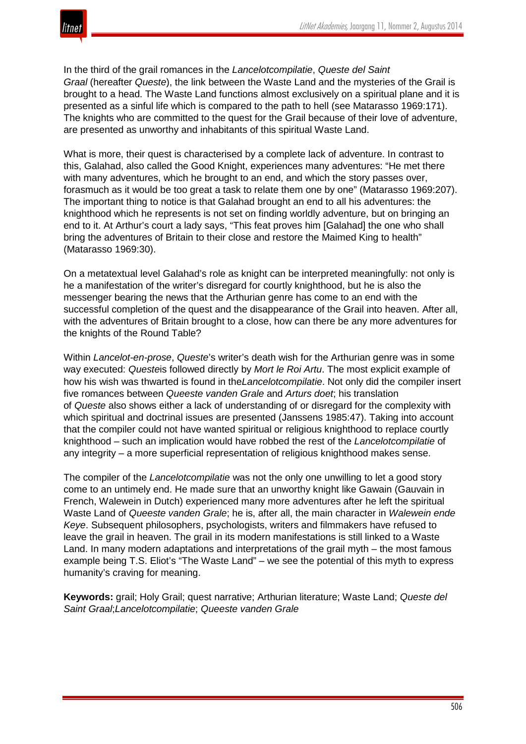In the third of the grail romances in the *Lancelotcompilatie*, *Queste del Saint Graal* (hereafter *Queste*), the link between the Waste Land and the mysteries of the Grail is brought to a head. The Waste Land functions almost exclusively on a spiritual plane and it is presented as a sinful life which is compared to the path to hell (see Matarasso 1969:171). The knights who are committed to the quest for the Grail because of their love of adventure, are presented as unworthy and inhabitants of this spiritual Waste Land.

What is more, their quest is characterised by a complete lack of adventure. In contrast to this, Galahad, also called the Good Knight, experiences many adventures: "He met there with many adventures, which he brought to an end, and which the story passes over, forasmuch as it would be too great a task to relate them one by one" (Matarasso 1969:207). The important thing to notice is that Galahad brought an end to all his adventures: the knighthood which he represents is not set on finding worldly adventure, but on bringing an end to it. At Arthur's court a lady says, "This feat proves him [Galahad] the one who shall bring the adventures of Britain to their close and restore the Maimed King to health" (Matarasso 1969:30).

On a metatextual level Galahad's role as knight can be interpreted meaningfully: not only is he a manifestation of the writer's disregard for courtly knighthood, but he is also the messenger bearing the news that the Arthurian genre has come to an end with the successful completion of the quest and the disappearance of the Grail into heaven. After all, with the adventures of Britain brought to a close, how can there be any more adventures for the knights of the Round Table?

Within *Lancelot-en-prose*, *Queste*'s writer's death wish for the Arthurian genre was in some way executed: *Queste*is followed directly by *Mort le Roi Artu*. The most explicit example of how his wish was thwarted is found in the*Lancelotcompilatie*. Not only did the compiler insert five romances between *Queeste vanden Grale* and *Arturs doet*; his translation of *Queste* also shows either a lack of understanding of or disregard for the complexity with which spiritual and doctrinal issues are presented (Janssens 1985:47). Taking into account that the compiler could not have wanted spiritual or religious knighthood to replace courtly knighthood – such an implication would have robbed the rest of the *Lancelotcompilatie* of any integrity – a more superficial representation of religious knighthood makes sense.

The compiler of the *Lancelotcompilatie* was not the only one unwilling to let a good story come to an untimely end. He made sure that an unworthy knight like Gawain (Gauvain in French, Walewein in Dutch) experienced many more adventures after he left the spiritual Waste Land of *Queeste vanden Grale*; he is, after all, the main character in *Walewein ende Keye*. Subsequent philosophers, psychologists, writers and filmmakers have refused to leave the grail in heaven. The grail in its modern manifestations is still linked to a Waste Land. In many modern adaptations and interpretations of the grail myth – the most famous example being T.S. Eliot's "The Waste Land" – we see the potential of this myth to express humanity's craving for meaning.

**Keywords:** grail; Holy Grail; quest narrative; Arthurian literature; Waste Land; *Queste del Saint Graal*;*Lancelotcompilatie*; *Queeste vanden Grale*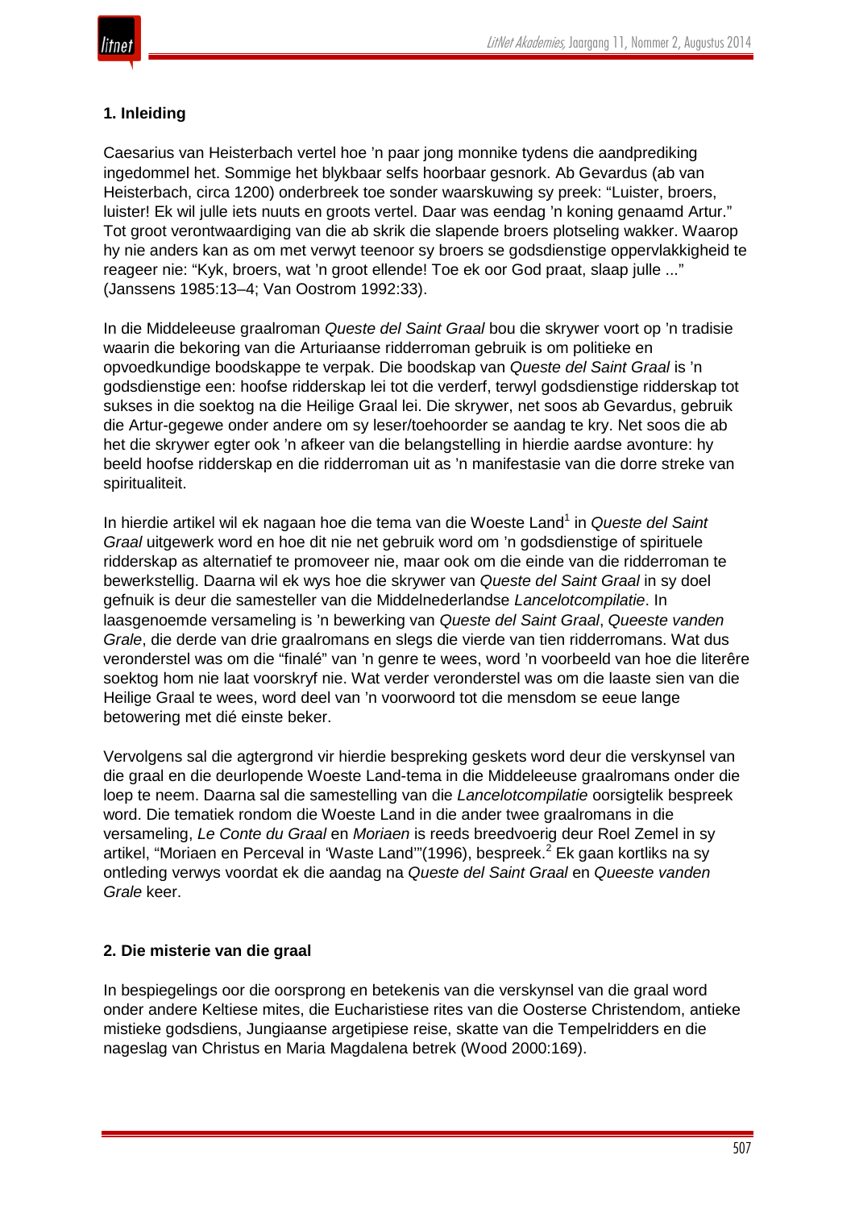## 1. Inleiding

Caesarius van Heisterbach vertel hoe 'n paar jong monnike tydens die aandprediking ingedommel het. Sommige het blykbaar selfs hoorbaar gesnork. Ab Gevardus (ab van Heisterbach, circa 1200) onderbreek toe sonder waarskuwing sy preek: "Luister, broers, luister! Ek wil julle iets nuuts en groots vertel. Daar was eendag 'n koning genaamd Artur." Tot groot verontwaardiging van die ab skrik die slapende broers plotseling wakker. Waarop hy nie anders kan as om met verwyt teenoor sy broers se godsdienstige oppervlakkigheid te reageer nie: "Kyk, broers, wat 'n groot ellende! Toe ek oor God praat, slaap julle ..." (Janssens 1985:13–4; Van Oostrom 1992:33).

In die Middeleeuse graalroman *Queste del Saint Graal* bou die skrywer voort op 'n tradisie waarin die bekoring van die Arturiaanse ridderroman gebruik is om politieke en opvoedkundige boodskappe te verpak. Die boodskap van *Queste del Saint Graal* is 'n godsdienstige een: hoofse ridderskap lei tot die verderf, terwyl godsdienstige ridderskap tot sukses in die soektog na die Heilige Graal lei. Die skrywer, net soos ab Gevardus, gebruik die Artur-gegewe onder andere om sy leser/toehoorder se aandag te kry. Net soos die ab het die skrywer egter ook 'n afkeer van die belangstelling in hierdie aardse avonture: hy beeld hoofse ridderskap en die ridderroman uit as 'n manifestasie van die dorre streke van spiritualiteit.

In hierdie artikel wil ek nagaan hoe die tema van die Woeste Land[1] in *Queste del Saint Graal* uitgewerk word en hoe dit nie net gebruik word om 'n godsdienstige of spirituele ridderskap as alternatief te promoveer nie, maar ook om die einde van die ridderroman te bewerkstellig. Daarna wil ek wys hoe die skrywer van *Queste del Saint Graal* in sy doel gefnuik is deur die samesteller van die Middelnederlandse *Lancelotcompilatie*. In laasgenoemde versameling is 'n bewerking van *Queste del Saint Graal*, *Queeste vanden Grale*, die derde van drie graalromans en slegs die vierde van tien ridderromans. Wat dus veronderstel was om die "finalé" van 'n genre te wees, word 'n voorbeeld van hoe die literêre soektog hom nie laat voorskryf nie. Wat verder veronderstel was om die laaste sien van die Heilige Graal te wees, word deel van 'n voorwoord tot die mensdom se eeue lange betowering met dié einste beker.

Vervolgens sal die agtergrond vir hierdie bespreking geskets word deur die verskynsel van die graal en die deurlopende Woeste Land-tema in die Middeleeuse graalromans onder die loep te neem. Daarna sal die samestelling van die *Lancelotcompilatie* oorsigtelik bespreek word. Die tematiek rondom die Woeste Land in die ander twee graalromans in die versameling, *Le Conte du Graal* en *Moriaen* is reeds breedvoerig deur Roel Zemel in sy artikel, "Moriaen en Perceval in 'Waste Land'"(1996), bespreek.[2] Ek gaan kortliks na sy ontleding verwys voordat ek die aandag na *Queste del Saint Graal* en *Queeste vanden Grale* keer.

## 2. Die misterie van die graal

In bespiegelings oor die oorsprong en betekenis van die verskynsel van die graal word onder andere Keltiese mites, die Eucharistiese rites van die Oosterse Christendom, antieke mistieke godsdiens, Jungiaanse argetipiese reise, skatte van die Tempelridders en die nageslag van Christus en Maria Magdalena betrek (Wood 2000:169).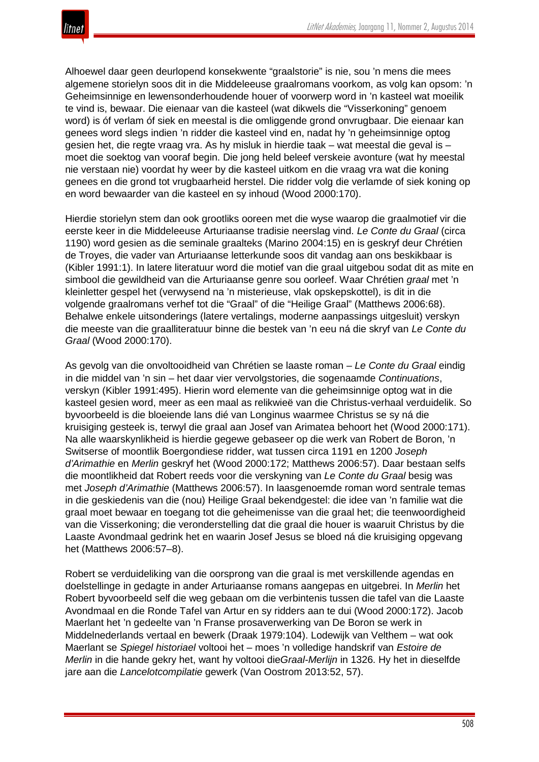Alhoewel daar geen deurlopend konsekwente "graalstorie" is nie, sou 'n mens die mees algemene storielyn soos dit in die Middeleeuse graalromans voorkom, as volg kan opsom: 'n Geheimsinnige en lewensonderhoudende houer of voorwerp word in 'n kasteel wat moeilik te vind is, bewaar. Die eienaar van die kasteel (wat dikwels die "Visserkoning" genoem word) is óf verlam óf siek en meestal is die omliggende grond onvrugbaar. Die eienaar kan genees word slegs indien 'n ridder die kasteel vind en, nadat hy 'n geheimsinnige optog gesien het, die regte vraag vra. As hy misluk in hierdie taak – wat meestal die geval is – moet die soektog van vooraf begin. Die jong held beleef verskeie avonture (wat hy meestal nie verstaan nie) voordat hy weer by die kasteel uitkom en die vraag vra wat die koning genees en die grond tot vrugbaarheid herstel. Die ridder volg die verlamde of siek koning op en word bewaarder van die kasteel en sy inhoud (Wood 2000:170).

Hierdie storielyn stem dan ook grootliks ooreen met die wyse waarop die graalmotief vir die eerste keer in die Middeleeuse Arturiaanse tradisie neerslag vind. *Le Conte du Graal* (circa 1190) word gesien as die seminale graalteks (Marino 2004:15) en is geskryf deur Chrétien de Troyes, die vader van Arturiaanse letterkunde soos dit vandag aan ons beskikbaar is (Kibler 1991:1). In latere literatuur word die motief van die graal uitgebou sodat dit as mite en simbool die gewildheid van die Arturiaanse genre sou oorleef. Waar Chrétien *graal* met 'n kleinletter gespel het (verwysend na 'n misterieuse, vlak opskepskottel), is dit in die volgende graalromans verhef tot die "Graal" of die "Heilige Graal" (Matthews 2006:68). Behalwe enkele uitsonderings (latere vertalings, moderne aanpassings uitgesluit) verskyn die meeste van die graalliteratuur binne die bestek van 'n eeu ná die skryf van *Le Conte du Graal* (Wood 2000:170).

As gevolg van die onvoltooidheid van Chrétien se laaste roman – *Le Conte du Graal* eindig in die middel van 'n sin – het daar vier vervolgstories, die sogenaamde *Continuations*, verskyn (Kibler 1991:495). Hierin word elemente van die geheimsinnige optog wat in die kasteel gesien word, meer as een maal as relikwieë van die Christus-verhaal verduidelik. So byvoorbeeld is die bloeiende lans dié van Longinus waarmee Christus se sy ná die kruisiging gesteek is, terwyl die graal aan Josef van Arimatea behoort het (Wood 2000:171). Na alle waarskynlikheid is hierdie gegewe gebaseer op die werk van Robert de Boron, 'n Switserse of moontlik Boergondiese ridder, wat tussen circa 1191 en 1200 *Joseph d'Arimathie* en *Merlin* geskryf het (Wood 2000:172; Matthews 2006:57). Daar bestaan selfs die moontlikheid dat Robert reeds voor die verskyning van *Le Conte du Graal* besig was met *Joseph d'Arimathie* (Matthews 2006:57). In laasgenoemde roman word sentrale temas in die geskiedenis van die (nou) Heilige Graal bekendgestel: die idee van 'n familie wat die graal moet bewaar en toegang tot die geheimenisse van die graal het; die teenwoordigheid van die Visserkoning; die veronderstelling dat die graal die houer is waaruit Christus by die Laaste Avondmaal gedrink het en waarin Josef Jesus se bloed ná die kruisiging opgevang het (Matthews 2006:57–8).

Robert se verduideliking van die oorsprong van die graal is met verskillende agendas en doelstellinge in gedagte in ander Arturiaanse romans aangepas en uitgebrei. In *Merlin* het Robert byvoorbeeld self die weg gebaan om die verbintenis tussen die tafel van die Laaste Avondmaal en die Ronde Tafel van Artur en sy ridders aan te dui (Wood 2000:172). Jacob Maerlant het 'n gedeelte van 'n Franse prosaverwerking van De Boron se werk in Middelnederlands vertaal en bewerk (Draak 1979:104). Lodewijk van Velthem – wat ook Maerlant se *Spiegel historiael* voltooi het – moes 'n volledige handskrif van *Estoire de Merlin* in die hande gekry het, want hy voltooi die*Graal-Merlijn* in 1326. Hy het in dieselfde jare aan die *Lancelotcompilatie* gewerk (Van Oostrom 2013:52, 57).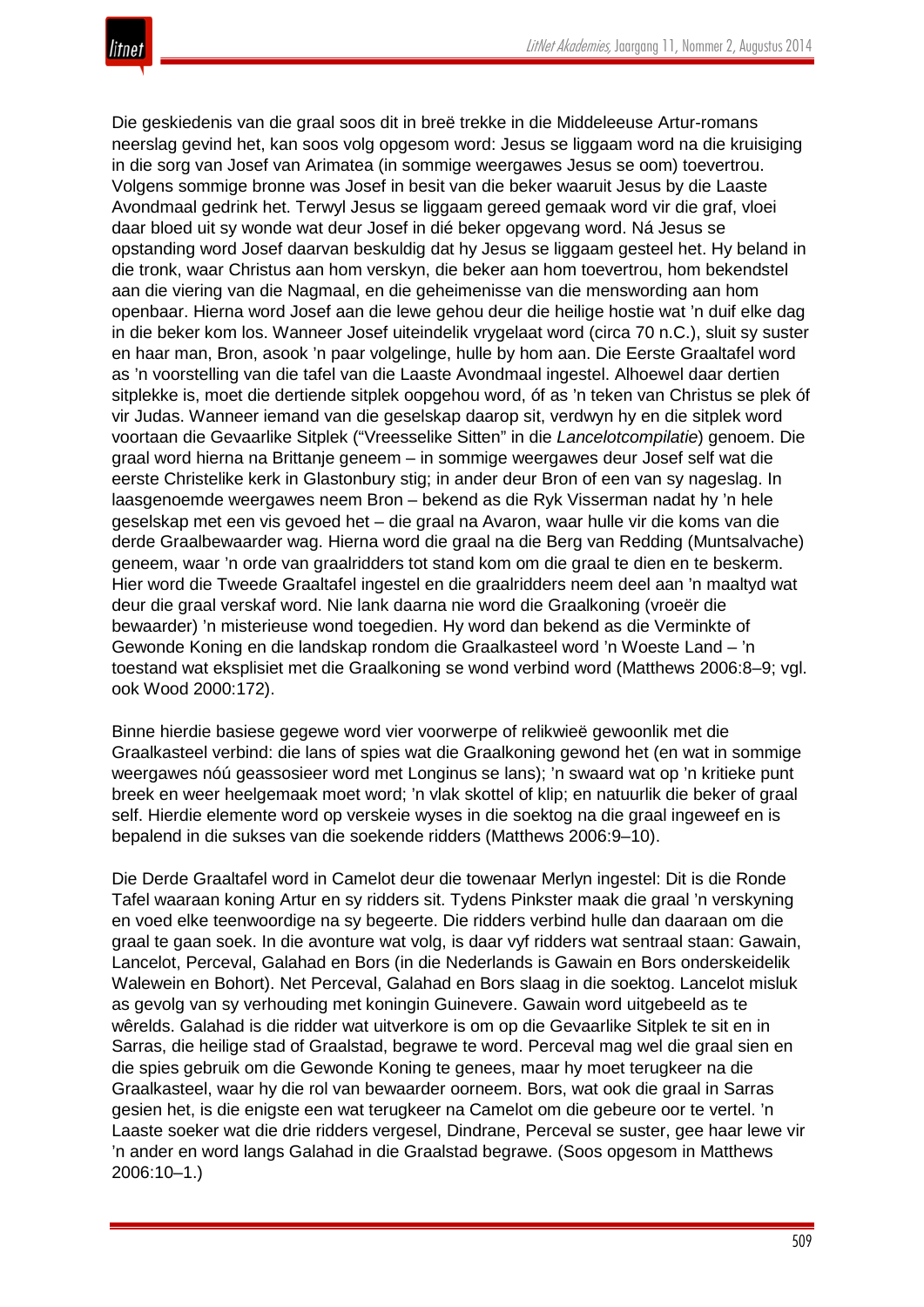Die geskiedenis van die graal soos dit in breë trekke in die Middeleeuse Artur-romans neerslag gevind het, kan soos volg opgesom word: Jesus se liggaam word na die kruisiging in die sorg van Josef van Arimatea (in sommige weergawes Jesus se oom) toevertrou. Volgens sommige bronne was Josef in besit van die beker waaruit Jesus by die Laaste Avondmaal gedrink het. Terwyl Jesus se liggaam gereed gemaak word vir die graf, vloei daar bloed uit sy wonde wat deur Josef in dié beker opgevang word. Ná Jesus se opstanding word Josef daarvan beskuldig dat hy Jesus se liggaam gesteel het. Hy beland in die tronk, waar Christus aan hom verskyn, die beker aan hom toevertrou, hom bekendstel aan die viering van die Nagmaal, en die geheimenisse van die menswording aan hom openbaar. Hierna word Josef aan die lewe gehou deur die heilige hostie wat 'n duif elke dag in die beker kom los. Wanneer Josef uiteindelik vrygelaat word (circa 70 n.C.), sluit sy suster en haar man, Bron, asook 'n paar volgelinge, hulle by hom aan. Die Eerste Graaltafel word as 'n voorstelling van die tafel van die Laaste Avondmaal ingestel. Alhoewel daar dertien sitplekke is, moet die dertiende sitplek oopgehou word, óf as 'n teken van Christus se plek óf vir Judas. Wanneer iemand van die geselskap daarop sit, verdwyn hy en die sitplek word voortaan die Gevaarlike Sitplek ("Vreesselike Sitten" in die *Lancelotcompilatie*) genoem. Die graal word hierna na Brittanje geneem – in sommige weergawes deur Josef self wat die eerste Christelike kerk in Glastonbury stig; in ander deur Bron of een van sy nageslag. In laasgenoemde weergawes neem Bron – bekend as die Ryk Visserman nadat hy 'n hele geselskap met een vis gevoed het – die graal na Avaron, waar hulle vir die koms van die derde Graalbewaarder wag. Hierna word die graal na die Berg van Redding (Muntsalvache) geneem, waar 'n orde van graalridders tot stand kom om die graal te dien en te beskerm. Hier word die Tweede Graaltafel ingestel en die graalridders neem deel aan 'n maaltyd wat deur die graal verskaf word. Nie lank daarna nie word die Graalkoning (vroeër die bewaarder) 'n misterieuse wond toegedien. Hy word dan bekend as die Verminkte of Gewonde Koning en die landskap rondom die Graalkasteel word 'n Woeste Land – 'n toestand wat eksplisiet met die Graalkoning se wond verbind word (Matthews 2006:8–9; vgl. ook Wood 2000:172).

Binne hierdie basiese gegewe word vier voorwerpe of relikwieë gewoonlik met die Graalkasteel verbind: die lans of spies wat die Graalkoning gewond het (en wat in sommige weergawes nóú geassosieer word met Longinus se lans); 'n swaard wat op 'n kritieke punt breek en weer heelgemaak moet word; 'n vlak skottel of klip; en natuurlik die beker of graal self. Hierdie elemente word op verskeie wyses in die soektog na die graal ingeweef en is bepalend in die sukses van die soekende ridders (Matthews 2006:9–10).

Die Derde Graaltafel word in Camelot deur die towenaar Merlyn ingestel: Dit is die Ronde Tafel waaraan koning Artur en sy ridders sit. Tydens Pinkster maak die graal 'n verskyning en voed elke teenwoordige na sy begeerte. Die ridders verbind hulle dan daaraan om die graal te gaan soek. In die avonture wat volg, is daar vyf ridders wat sentraal staan: Gawain, Lancelot, Perceval, Galahad en Bors (in die Nederlands is Gawain en Bors onderskeidelik Walewein en Bohort). Net Perceval, Galahad en Bors slaag in die soektog. Lancelot misluk as gevolg van sy verhouding met koningin Guinevere. Gawain word uitgebeeld as te wêrelds. Galahad is die ridder wat uitverkore is om op die Gevaarlike Sitplek te sit en in Sarras, die heilige stad of Graalstad, begrawe te word. Perceval mag wel die graal sien en die spies gebruik om die Gewonde Koning te genees, maar hy moet terugkeer na die Graalkasteel, waar hy die rol van bewaarder oorneem. Bors, wat ook die graal in Sarras gesien het, is die enigste een wat terugkeer na Camelot om die gebeure oor te vertel. 'n Laaste soeker wat die drie ridders vergesel, Dindrane, Perceval se suster, gee haar lewe vir 'n ander en word langs Galahad in die Graalstad begrawe. (Soos opgesom in Matthews 2006:10–1.)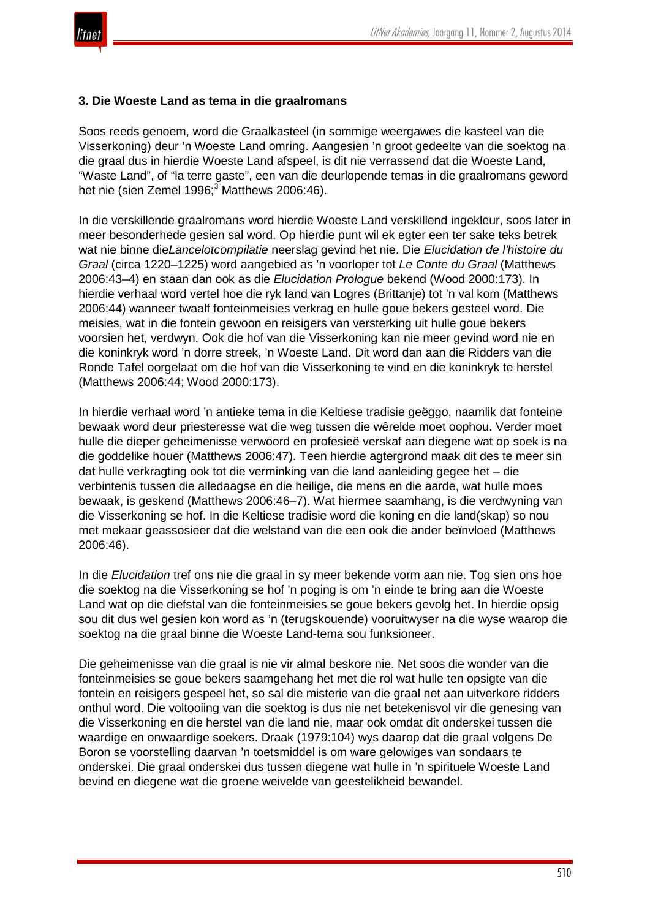**3. Die Woeste Land as tema in die graalromans**

Soos reeds genoem, word die Graalkasteel (in sommige weergawes die kasteel van die Visserkoning) deur 'n Woeste Land omring. Aangesien 'n groot gedeelte van die soektog na die graal dus in hierdie Woeste Land afspeel, is dit nie verrassend dat die Woeste Land, "Waste Land", of "la terre gaste", een van die deurlopende temas in die graalromans geword het nie (sien Zemel 1996;[3] Matthews 2006:46).

In die verskillende graalromans word hierdie Woeste Land verskillend ingekleur, soos later in meer besonderhede gesien sal word. Op hierdie punt wil ek egter een ter sake teks betrek wat nie binne die*Lancelotcompilatie* neerslag gevind het nie. Die *Elucidation de l'histoire du Graal* (circa 1220–1225) word aangebied as 'n voorloper tot *Le Conte du Graal* (Matthews 2006:43–4) en staan dan ook as die *Elucidation Prologue* bekend (Wood 2000:173). In hierdie verhaal word vertel hoe die ryk land van Logres (Brittanje) tot 'n val kom (Matthews 2006:44) wanneer twaalf fonteinmeisies verkrag en hulle goue bekers gesteel word. Die meisies, wat in die fontein gewoon en reisigers van versterking uit hulle goue bekers voorsien het, verdwyn. Ook die hof van die Visserkoning kan nie meer gevind word nie en die koninkryk word 'n dorre streek, 'n Woeste Land. Dit word dan aan die Ridders van die Ronde Tafel oorgelaat om die hof van die Visserkoning te vind en die koninkryk te herstel (Matthews 2006:44; Wood 2000:173).

In hierdie verhaal word 'n antieke tema in die Keltiese tradisie geëggo, naamlik dat fonteine bewaak word deur priesteresse wat die weg tussen die wêrelde moet oophou. Verder moet hulle die dieper geheimenisse verwoord en profesieë verskaf aan diegene wat op soek is na die goddelike houer (Matthews 2006:47). Teen hierdie agtergrond maak dit des te meer sin dat hulle verkragting ook tot die verminking van die land aanleiding gegee het – die verbintenis tussen die alledaagse en die heilige, die mens en die aarde, wat hulle moes bewaak, is geskend (Matthews 2006:46–7). Wat hiermee saamhang, is die verdwyning van die Visserkoning se hof. In die Keltiese tradisie word die koning en die land(skap) so nou met mekaar geassosieer dat die welstand van die een ook die ander beïnvloed (Matthews 2006:46).

In die *Elucidation* tref ons nie die graal in sy meer bekende vorm aan nie. Tog sien ons hoe die soektog na die Visserkoning se hof 'n poging is om 'n einde te bring aan die Woeste Land wat op die diefstal van die fonteinmeisies se goue bekers gevolg het. In hierdie opsig sou dit dus wel gesien kon word as 'n (terugskouende) vooruitwyser na die wyse waarop die soektog na die graal binne die Woeste Land-tema sou funksioneer.

Die geheimenisse van die graal is nie vir almal beskore nie. Net soos die wonder van die fonteinmeisies se goue bekers saamgehang het met die rol wat hulle ten opsigte van die fontein en reisigers gespeel het, so sal die misterie van die graal net aan uitverkore ridders onthul word. Die voltooiing van die soektog is dus nie net betekenisvol vir die genesing van die Visserkoning en die herstel van die land nie, maar ook omdat dit onderskei tussen die waardige en onwaardige soekers. Draak (1979:104) wys daarop dat die graal volgens De Boron se voorstelling daarvan 'n toetsmiddel is om ware gelowiges van sondaars te onderskei. Die graal onderskei dus tussen diegene wat hulle in 'n spirituele Woeste Land bevind en diegene wat die groene weivelde van geestelikheid bewandel.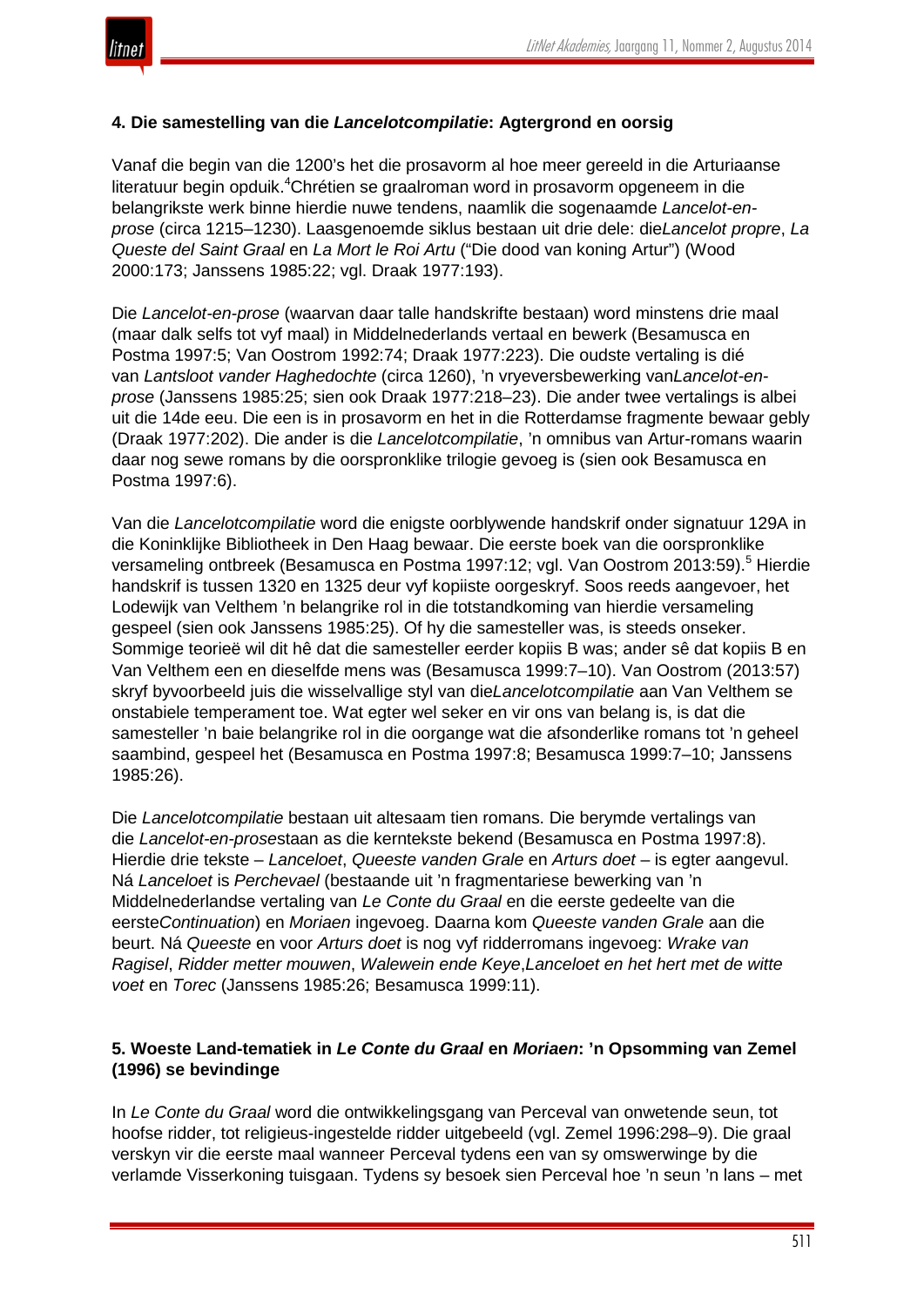### 4. Die samestelling van die *Lancelotcompilatie*: Agtergrond en oorsig

Vanaf die begin van die 1200's het die prosavorm al hoe meer gereeld in die Arturiaanse literatuur begin opduik.[4] Chrétien se graalroman word in prosavorm opgeneem in die belangrikste werk binne hierdie nuwe tendens, naamlik die sogenaamde *Lancelot-en-prose* (circa 1215–1230). Laasgenoemde siklus bestaan uit drie dele: die *Lancelot propre*, *La Queste del Saint Graal* en *La Mort le Roi Artu* ("Die dood van koning Artur") (Wood 2000:173; Janssens 1985:22; vgl. Draak 1977:193).

Die *Lancelot-en-prose* (waarvan daar talle handskrifte bestaan) word minstens drie maal (maar dalk selfs tot vyf maal) in Middelnederlands vertaal en bewerk (Besamusca en Postma 1997:5; Van Oostrom 1992:74; Draak 1977:223). Die oudste vertaling is dié van *Lantsloot vander Haghedochte* (circa 1260), 'n vryeversbewerking van *Lancelot-en-prose* (Janssens 1985:25; sien ook Draak 1977:218–23). Die ander twee vertalings is albei uit die 14de eeu. Die een is in prosavorm en het in die Rotterdamse fragmente bewaar gebly (Draak 1977:202). Die ander is die *Lancelotcompilatie*, 'n omnibus van Artur-romans waarin daar nog sewe romans by die oorspronklike trilogie gevoeg is (sien ook Besamusca en Postma 1997:6).

Van die *Lancelotcompilatie* word die enigste oorblywende handskrif onder signatuur 129A in die Koninklijke Bibliotheek in Den Haag bewaar. Die eerste boek van die oorspronklike versameling ontbreek (Besamusca en Postma 1997:12; vgl. Van Oostrom 2013:59).[5] Hierdie handskrif is tussen 1320 en 1325 deur vyf kopiiste oorgeskryf. Soos reeds aangevoer, het Lodewijk van Velthem 'n belangrike rol in die totstandkoming van hierdie versameling gespeel (sien ook Janssens 1985:25). Of hy die samesteller was, is steeds onseker. Sommige teorieë wil dit hê dat die samesteller eerder kopiis B was; ander sê dat kopiis B en Van Velthem een en dieselfde mens was (Besamusca 1999:7–10). Van Oostrom (2013:57) skryf byvoorbeeld juis die wisselvallige styl van die *Lancelotcompilatie* aan Van Velthem se onstabiele temperament toe. Wat egter wel seker en vir ons van belang is, is dat die samesteller 'n baie belangrike rol in die oorgange wat die afsonderlike romans tot 'n geheel saambind, gespeel het (Besamusca en Postma 1997:8; Besamusca 1999:7–10; Janssens 1985:26).

Die *Lancelotcompilatie* bestaan uit altesaam tien romans. Die berymde vertalings van die *Lancelot-en-prose* staan as die kerntekste bekend (Besamusca en Postma 1997:8). Hierdie drie tekste – *Lanceloet*, *Queeste vanden Grale* en *Arturs doet* – is egter aangevul. Ná *Lanceloet* is *Perchevael* (bestaande uit 'n fragmentariese bewerking van 'n Middelnederlandse vertaling van *Le Conte du Graal* en die eerste gedeelte van die eerste *Continuation*) en *Moriaen* ingevoeg. Daarna kom *Queeste vanden Grale* aan die beurt. Ná *Queeste* en voor *Arturs doet* is nog vyf ridderromans ingevoeg: *Wrake van Ragisel*, *Ridder metter mouwen*, *Walewein ende Keye*, *Lanceloet en het hert met de witte voet* en *Torec* (Janssens 1985:26; Besamusca 1999:11).

### 5. Woeste Land-tematiek in *Le Conte du Graal* en *Moriaen*: 'n Opsomming van Zemel (1996) se bevindinge

In *Le Conte du Graal* word die ontwikkelingsgang van Perceval van onwetende seun, tot hoofse ridder, tot religieus-ingestelde ridder uitgebeeld (vgl. Zemel 1996:298–9). Die graal verskyn vir die eerste maal wanneer Perceval tydens een van sy omswerwinge by die verlamde Visserkoning tuisgaan. Tydens sy besoek sien Perceval hoe 'n seun 'n lans – met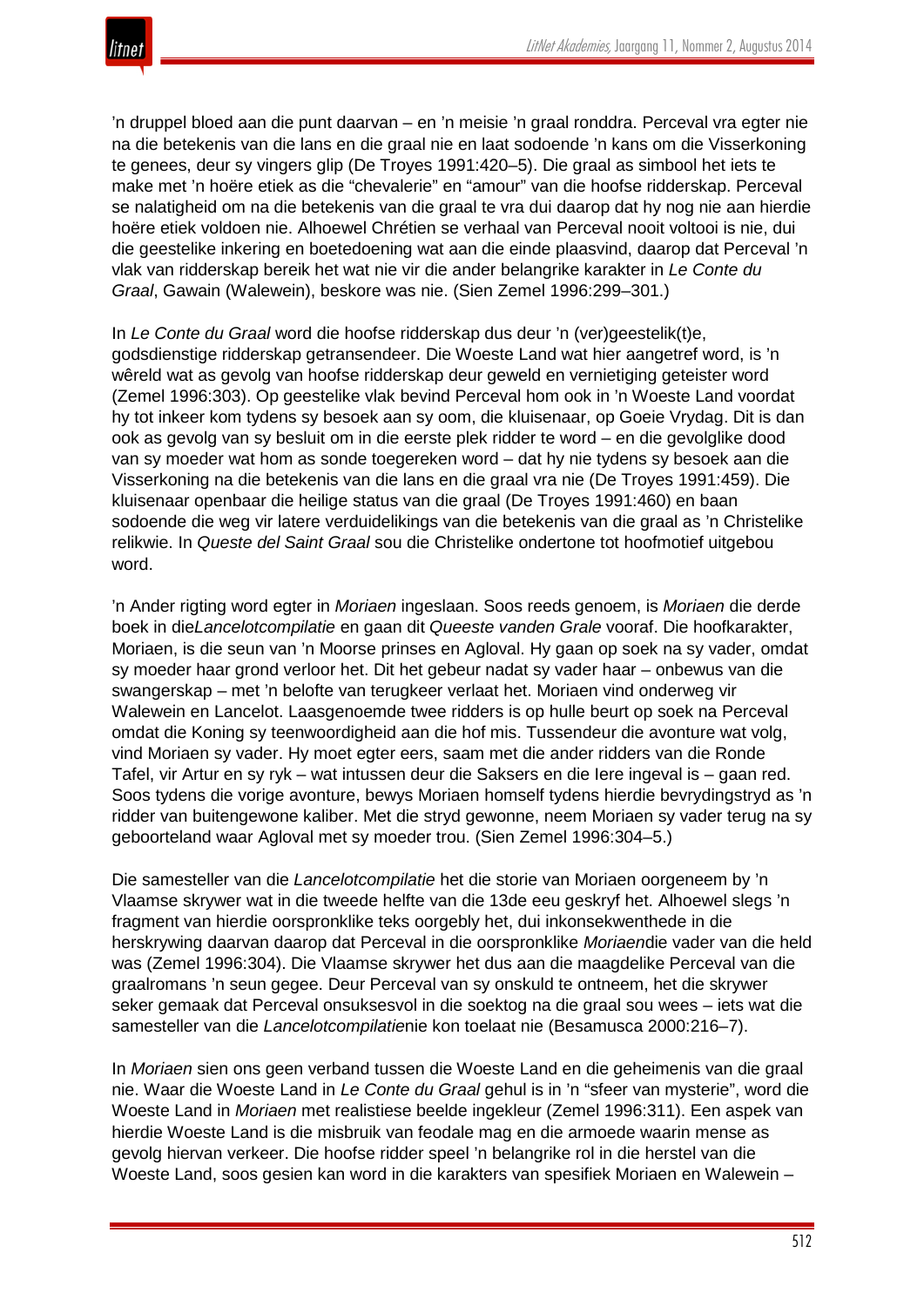'n druppel bloed aan die punt daarvan – en 'n meisie 'n graal ronddra. Perceval vra egter nie na die betekenis van die lans en die graal nie en laat sodoende 'n kans om die Visserkoning te genees, deur sy vingers glip (De Troyes 1991:420–5). Die graal as simbool het iets te make met 'n hoëre etiek as die "chevalerie" en "amour" van die hoofse ridderskap. Perceval se nalatigheid om na die betekenis van die graal te vra dui daarop dat hy nog nie aan hierdie hoëre etiek voldoen nie. Alhoewel Chrétien se verhaal van Perceval nooit voltooi is nie, dui die geestelike inkering en boetedoening wat aan die einde plaasvind, daarop dat Perceval 'n vlak van ridderskap bereik het wat nie vir die ander belangrike karakter in *Le Conte du Graal*, Gawain (Walewein), beskore was nie. (Sien Zemel 1996:299–301.)

In *Le Conte du Graal* word die hoofse ridderskap dus deur 'n (ver)geestelik(t)e, godsdienstige ridderskap getransendeer. Die Woeste Land wat hier aangetref word, is 'n wêreld wat as gevolg van hoofse ridderskap deur geweld en vernietiging geteister word (Zemel 1996:303). Op geestelike vlak bevind Perceval hom ook in 'n Woeste Land voordat hy tot inkeer kom tydens sy besoek aan sy oom, die kluisenaar, op Goeie Vrydag. Dit is dan ook as gevolg van sy besluit om in die eerste plek ridder te word – en die gevolglike dood van sy moeder wat hom as sonde toegereken word – dat hy nie tydens sy besoek aan die Visserkoning na die betekenis van die lans en die graal vra nie (De Troyes 1991:459). Die kluisenaar openbaar die heilige status van die graal (De Troyes 1991:460) en baan sodoende die weg vir latere verduidelikings van die betekenis van die graal as 'n Christelike relikwie. In *Queste del Saint Graal* sou die Christelike ondertone tot hoofmotief uitgebou word.

'n Ander rigting word egter in *Moriaen* ingeslaan. Soos reeds genoem, is *Moriaen* die derde boek in die*Lancelotcompilatie* en gaan dit *Queeste vanden Grale* vooraf. Die hoofkarakter, Moriaen, is die seun van 'n Moorse prinses en Agloval. Hy gaan op soek na sy vader, omdat sy moeder haar grond verloor het. Dit het gebeur nadat sy vader haar – onbewus van die swangerskap – met 'n belofte van terugkeer verlaat het. Moriaen vind onderweg vir Walewein en Lancelot. Laasgenoemde twee ridders is op hulle beurt op soek na Perceval omdat die Koning sy teenwoordigheid aan die hof mis. Tussendeur die avonture wat volg, vind Moriaen sy vader. Hy moet egter eers, saam met die ander ridders van die Ronde Tafel, vir Artur en sy ryk – wat intussen deur die Saksers en die Iere ingeval is – gaan red. Soos tydens die vorige avonture, bewys Moriaen homself tydens hierdie bevrydingstryd as 'n ridder van buitengewone kaliber. Met die stryd gewonne, neem Moriaen sy vader terug na sy geboorteland waar Agloval met sy moeder trou. (Sien Zemel 1996:304–5.)

Die samesteller van die *Lancelotcompilatie* het die storie van Moriaen oorgeneem by 'n Vlaamse skrywer wat in die tweede helfte van die 13de eeu geskryf het. Alhoewel slegs 'n fragment van hierdie oorspronklike teks oorgebly het, dui inkonsekwenthede in die herskrywing daarvan daarop dat Perceval in die oorspronklike *Moriaen*die vader van die held was (Zemel 1996:304). Die Vlaamse skrywer het dus aan die maagdelike Perceval van die graalromans 'n seun gegee. Deur Perceval van sy onskuld te ontneem, het die skrywer seker gemaak dat Perceval onsuksesvol in die soektog na die graal sou wees – iets wat die samesteller van die *Lancelotcompilatie*nie kon toelaat nie (Besamusca 2000:216–7).

In *Moriaen* sien ons geen verband tussen die Woeste Land en die geheimenis van die graal nie. Waar die Woeste Land in *Le Conte du Graal* gehul is in 'n "sfeer van mysterie", word die Woeste Land in *Moriaen* met realistiese beelde ingekleur (Zemel 1996:311). Een aspek van hierdie Woeste Land is die misbruik van feodale mag en die armoede waarin mense as gevolg hiervan verkeer. Die hoofse ridder speel 'n belangrike rol in die herstel van die Woeste Land, soos gesien kan word in die karakters van spesifiek Moriaen en Walewein –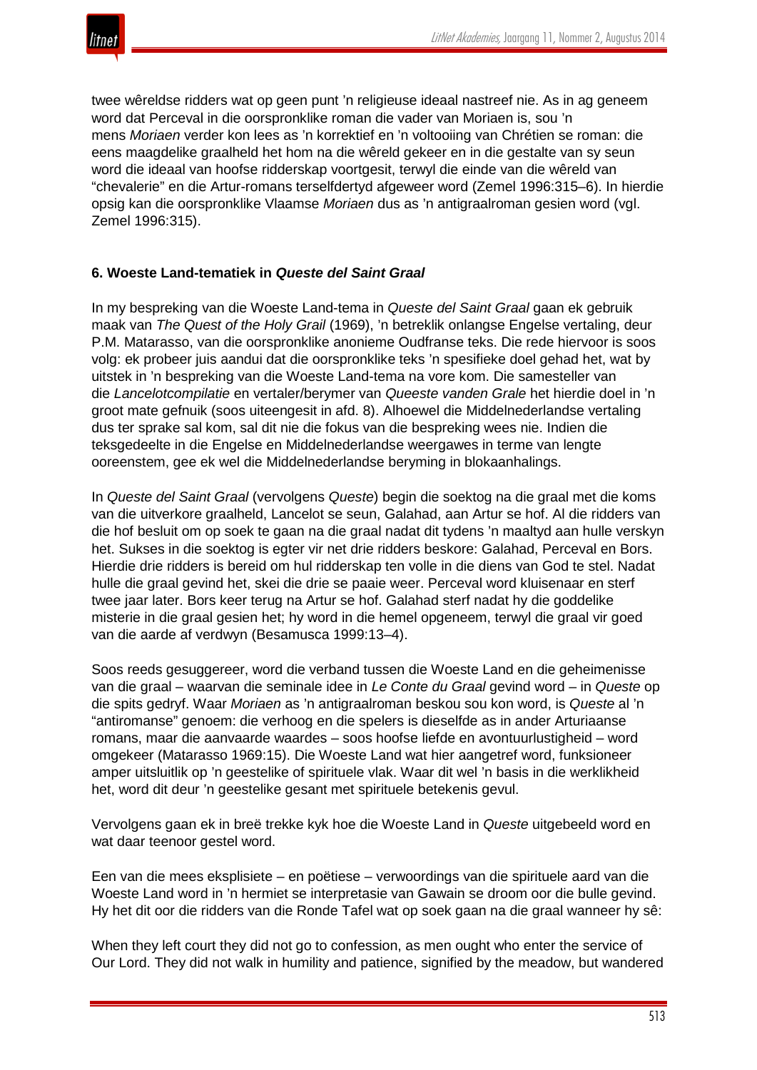twee wêreldse ridders wat op geen punt 'n religieuse ideaal nastreef nie. As in ag geneem word dat Perceval in die oorspronklike roman die vader van Moriaen is, sou 'n mens *Moriaen* verder kon lees as 'n korrektief en 'n voltooiing van Chrétien se roman: die eens maagdelike graalheld het hom na die wêreld gekeer en in die gestalte van sy seun word die ideaal van hoofse ridderskap voortgesit, terwyl die einde van die wêreld van "chevalerie" en die Artur-romans terselfdertyd afgeweer word (Zemel 1996:315–6). In hierdie opsig kan die oorspronklike Vlaamse *Moriaen* dus as 'n antigraalroman gesien word (vgl. Zemel 1996:315).

## 6. Woeste Land-tematiek in *Queste del Saint Graal*

In my bespreking van die Woeste Land-tema in *Queste del Saint Graal* gaan ek gebruik maak van *The Quest of the Holy Grail* (1969), 'n betreklik onlangse Engelse vertaling, deur P.M. Matarasso, van die oorspronklike anonieme Oudfranse teks. Die rede hiervoor is soos volg: ek probeer juis aandui dat die oorspronklike teks 'n spesifieke doel gehad het, wat by uitstek in 'n bespreking van die Woeste Land-tema na vore kom. Die samesteller van die *Lancelotcompilatie* en vertaler/berymer van *Queeste vanden Grale* het hierdie doel in 'n groot mate gefnuik (soos uiteengesit in afd. 8). Alhoewel die Middelnederlandse vertaling dus ter sprake sal kom, sal dit nie die fokus van die bespreking wees nie. Indien die teksgedeelte in die Engelse en Middelnederlandse weergawes in terme van lengte ooreenstem, gee ek wel die Middelnederlandse beryming in blokaanhalings.

In *Queste del Saint Graal* (vervolgens *Queste*) begin die soektog na die graal met die koms van die uitverkore graalheld, Lancelot se seun, Galahad, aan Artur se hof. Al die ridders van die hof besluit om op soek te gaan na die graal nadat dit tydens 'n maaltyd aan hulle verskyn het. Sukses in die soektog is egter vir net drie ridders beskore: Galahad, Perceval en Bors. Hierdie drie ridders is bereid om hul ridderskap ten volle in die diens van God te stel. Nadat hulle die graal gevind het, skei die drie se paaie weer. Perceval word kluisenaar en sterf twee jaar later. Bors keer terug na Artur se hof. Galahad sterf nadat hy die goddelike misterie in die graal gesien het; hy word in die hemel opgeneem, terwyl die graal vir goed van die aarde af verdwyn (Besamusca 1999:13–4).

Soos reeds gesuggereer, word die verband tussen die Woeste Land en die geheimenisse van die graal – waarvan die seminale idee in *Le Conte du Graal* gevind word – in *Queste* op die spits gedryf. Waar *Moriaen* as 'n antigraalroman beskou sou kon word, is *Queste* al 'n "antiromanse" genoem: die verhoog en die spelers is dieselfde as in ander Arturiaanse romans, maar die aanvaarde waardes – soos hoofse liefde en avontuurlustigheid – word omgekeer (Matarasso 1969:15). Die Woeste Land wat hier aangetref word, funksioneer amper uitsluitlik op 'n geestelike of spirituele vlak. Waar dit wel 'n basis in die werklikheid het, word dit deur 'n geestelike gesant met spirituele betekenis gevul.

Vervolgens gaan ek in breë trekke kyk hoe die Woeste Land in *Queste* uitgebeeld word en wat daar teenoor gestel word.

Een van die mees eksplisiete – en poëtiese – verwoordings van die spirituele aard van die Woeste Land word in 'n hermiet se interpretasie van Gawain se droom oor die bulle gevind. Hy het dit oor die ridders van die Ronde Tafel wat op soek gaan na die graal wanneer hy sê:

When they left court they did not go to confession, as men ought who enter the service of Our Lord. They did not walk in humility and patience, signified by the meadow, but wandered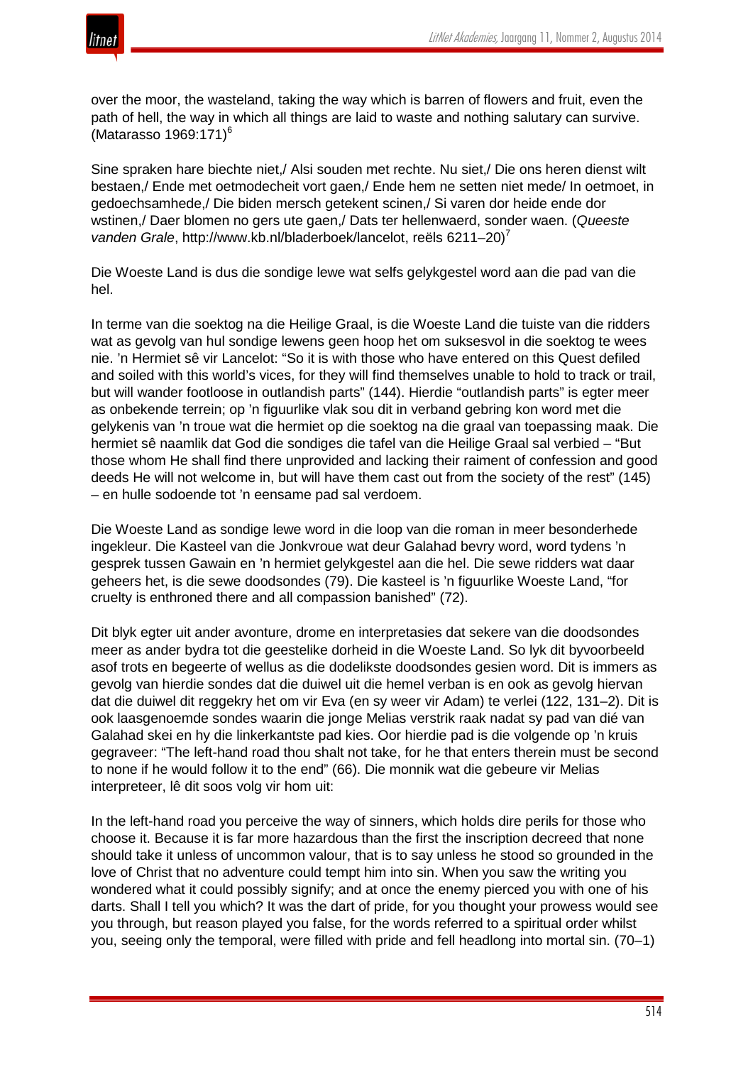over the moor, the wasteland, taking the way which is barren of flowers and fruit, even the path of hell, the way in which all things are laid to waste and nothing salutary can survive. (Matarasso 1969:171)[6]

Sine spraken hare biechte niet,/ Alsi souden met rechte. Nu siet,/ Die ons heren dienst wilt bestaen,/ Ende met oetmodecheit vort gaen,/ Ende hem ne setten niet mede/ In oetmoet, in gedoechsamhede,/ Die biden mersch getekent scinen,/ Si varen dor heide ende dor wstinen,/ Daer blomen no gers ute gaen,/ Dats ter hellenwaerd, sonder waen. (*Queeste vanden Grale*, http://www.kb.nl/bladerboek/lancelot, reëls 6211–20)[7]

Die Woeste Land is dus die sondige lewe wat selfs gelykgestel word aan die pad van die hel.

In terme van die soektog na die Heilige Graal, is die Woeste Land die tuiste van die ridders wat as gevolg van hul sondige lewens geen hoop het om suksesvol in die soektog te wees nie. 'n Hermiet sê vir Lancelot: "So it is with those who have entered on this Quest defiled and soiled with this world's vices, for they will find themselves unable to hold to track or trail, but will wander footloose in outlandish parts" (144). Hierdie "outlandish parts" is egter meer as onbekende terrein; op 'n figuurlike vlak sou dit in verband gebring kon word met die gelykenis van 'n troue wat die hermiet op die soektog na die graal van toepassing maak. Die hermiet sê naamlik dat God die sondiges die tafel van die Heilige Graal sal verbied – "But those whom He shall find there unprovided and lacking their raiment of confession and good deeds He will not welcome in, but will have them cast out from the society of the rest" (145) – en hulle sodoende tot 'n eensame pad sal verdoem.

Die Woeste Land as sondige lewe word in die loop van die roman in meer besonderhede ingekleur. Die Kasteel van die Jonkvroue wat deur Galahad bevry word, word tydens 'n gesprek tussen Gawain en 'n hermiet gelykgestel aan die hel. Die sewe ridders wat daar geheers het, is die sewe doodsondes (79). Die kasteel is 'n figuurlike Woeste Land, "for cruelty is enthroned there and all compassion banished" (72).

Dit blyk egter uit ander avonture, drome en interpretasies dat sekere van die doodsondes meer as ander bydra tot die geestelike dorheid in die Woeste Land. So lyk dit byvoorbeeld asof trots en begeerte of wellus as die dodelikste doodsondes gesien word. Dit is immers as gevolg van hierdie sondes dat die duiwel uit die hemel verban is en ook as gevolg hiervan dat die duiwel dit reggekry het om vir Eva (en sy weer vir Adam) te verlei (122, 131–2). Dit is ook laasgenoemde sondes waarin die jonge Melias verstrik raak nadat sy pad van dié van Galahad skei en hy die linkerkantste pad kies. Oor hierdie pad is die volgende op 'n kruis gegraveer: "The left-hand road thou shalt not take, for he that enters therein must be second to none if he would follow it to the end" (66). Die monnik wat die gebeure vir Melias interpreteer, lê dit soos volg vir hom uit:

In the left-hand road you perceive the way of sinners, which holds dire perils for those who choose it. Because it is far more hazardous than the first the inscription decreed that none should take it unless of uncommon valour, that is to say unless he stood so grounded in the love of Christ that no adventure could tempt him into sin. When you saw the writing you wondered what it could possibly signify; and at once the enemy pierced you with one of his darts. Shall I tell you which? It was the dart of pride, for you thought your prowess would see you through, but reason played you false, for the words referred to a spiritual order whilst you, seeing only the temporal, were filled with pride and fell headlong into mortal sin. (70–1)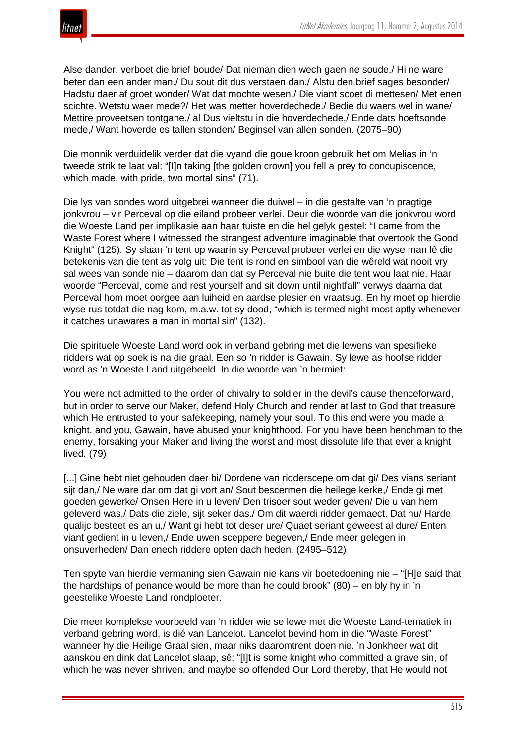Alse dander, verboet die brief boude/ Dat nieman dien wech gaen ne soude,/ Hi ne ware beter dan een ander man./ Du sout dit dus verstaen dan./ Alstu den brief sages besonder/ Hadstu daer af groet wonder/ Wat dat mochte wesen./ Die viant scoet di mettesen/ Met enen scichte. Wetstu waer mede?/ Het was metter hoverdechede./ Bedie du waers wel in wane/ Mettire proveetsen tontgane./ al Dus vieltstu in die hoverdechede,/ Ende dats hoeftsonde mede,/ Want hoverde es tallen stonden/ Beginsel van allen sonden. (2075–90)

Die monnik verduidelik verder dat die vyand die goue kroon gebruik het om Melias in 'n tweede strik te laat val: "[I]n taking [the golden crown] you fell a prey to concupiscence, which made, with pride, two mortal sins" (71).

Die lys van sondes word uitgebrei wanneer die duiwel – in die gestalte van 'n pragtige jonkvrou – vir Perceval op die eiland probeer verlei. Deur die woorde van die jonkvrou word die Woeste Land per implikasie aan haar tuiste en die hel gelyk gestel: "I came from the Waste Forest where I witnessed the strangest adventure imaginable that overtook the Good Knight" (125). Sy slaan 'n tent op waarin sy Perceval probeer verlei en die wyse man lê die betekenis van die tent as volg uit: Die tent is rond en simbool van die wêreld wat nooit vry sal wees van sonde nie – daarom dan dat sy Perceval nie buite die tent wou laat nie. Haar woorde "Perceval, come and rest yourself and sit down until nightfall" verwys daarna dat Perceval hom moet oorgee aan luiheid en aardse plesier en vraatsug. En hy moet op hierdie wyse rus totdat die nag kom, m.a.w. tot sy dood, "which is termed night most aptly whenever it catches unawares a man in mortal sin" (132).

Die spirituele Woeste Land word ook in verband gebring met die lewens van spesifieke ridders wat op soek is na die graal. Een so 'n ridder is Gawain. Sy lewe as hoofse ridder word as 'n Woeste Land uitgebeeld. In die woorde van 'n hermiet:

You were not admitted to the order of chivalry to soldier in the devil's cause thenceforward, but in order to serve our Maker, defend Holy Church and render at last to God that treasure which He entrusted to your safekeeping, namely your soul. To this end were you made a knight, and you, Gawain, have abused your knighthood. For you have been henchman to the enemy, forsaking your Maker and living the worst and most dissolute life that ever a knight lived. (79)

[...] Gine hebt niet gehouden daer bi/ Dordene van ridderscepe om dat gi/ Des vians seriant sijt dan,/ Ne ware dar om dat gi vort an/ Sout bescermen die heilege kerke,/ Ende gi met goeden gewerke/ Onsen Here in u leven/ Den trisoer sout weder geven/ Die u van hem geleverd was,/ Dats die ziele, sijt seker das./ Om dit waerdi ridder gemaect. Dat nu/ Harde qualijc besteet es an u,/ Want gi hebt tot deser ure/ Quaet seriant geweest al dure/ Enten viant gedient in u leven,/ Ende uwen sceppere begeven,/ Ende meer gelegen in onsuverheden/ Dan enech riddere opten dach heden. (2495–512)

Ten spyte van hierdie vermaning sien Gawain nie kans vir boetedoening nie – "[H]e said that the hardships of penance would be more than he could brook" (80) – en bly hy in 'n geestelike Woeste Land rondploeter.

Die meer komplekse voorbeeld van 'n ridder wie se lewe met die Woeste Land-tematiek in verband gebring word, is dié van Lancelot. Lancelot bevind hom in die "Waste Forest" wanneer hy die Heilige Graal sien, maar niks daaromtrent doen nie. 'n Jonkheer wat dit aanskou en dink dat Lancelot slaap, sê: "[I]t is some knight who committed a grave sin, of which he was never shriven, and maybe so offended Our Lord thereby, that He would not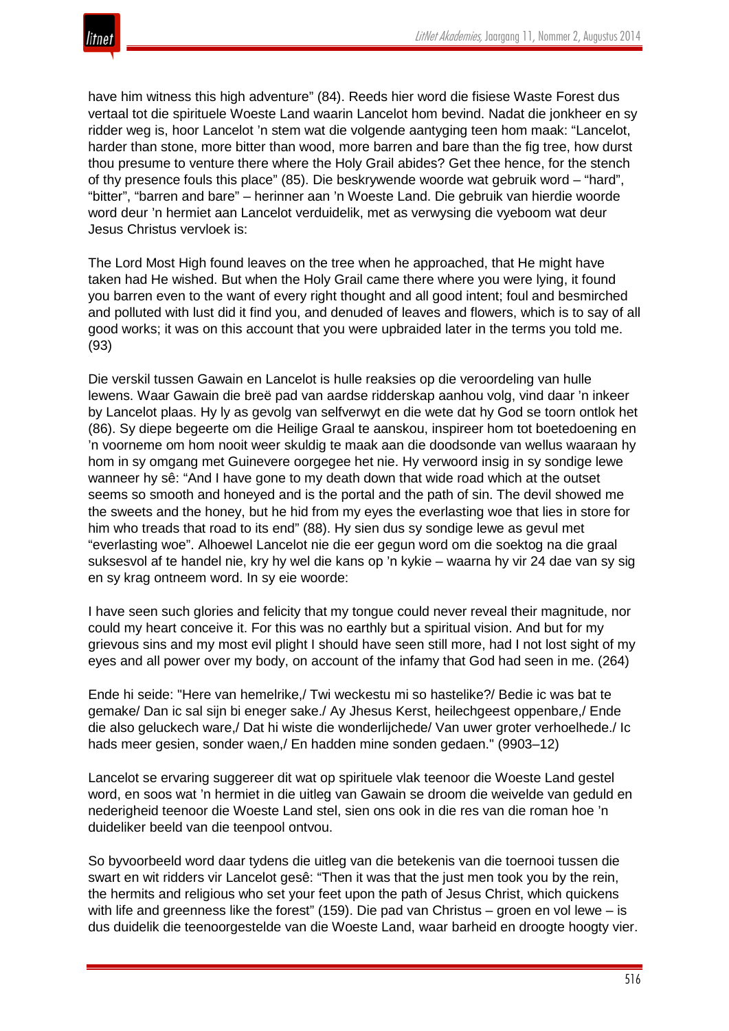have him witness this high adventure" (84). Reeds hier word die fisiese Waste Forest dus vertaal tot die spirituele Woeste Land waarin Lancelot hom bevind. Nadat die jonkheer en sy ridder weg is, hoor Lancelot 'n stem wat die volgende aantyging teen hom maak: "Lancelot, harder than stone, more bitter than wood, more barren and bare than the fig tree, how durst thou presume to venture there where the Holy Grail abides? Get thee hence, for the stench of thy presence fouls this place" (85). Die beskrywende woorde wat gebruik word – "hard", "bitter", "barren and bare" – herinner aan 'n Woeste Land. Die gebruik van hierdie woorde word deur 'n hermiet aan Lancelot verduidelik, met as verwysing die vyeboom wat deur Jesus Christus vervloek is:

The Lord Most High found leaves on the tree when he approached, that He might have taken had He wished. But when the Holy Grail came there where you were lying, it found you barren even to the want of every right thought and all good intent; foul and besmirched and polluted with lust did it find you, and denuded of leaves and flowers, which is to say of all good works; it was on this account that you were upbraided later in the terms you told me. (93)

Die verskil tussen Gawain en Lancelot is hulle reaksies op die veroordeling van hulle lewens. Waar Gawain die breë pad van aardse ridderskap aanhou volg, vind daar 'n inkeer by Lancelot plaas. Hy ly as gevolg van selfverwyt en die wete dat hy God se toorn ontlok het (86). Sy diepe begeerte om die Heilige Graal te aanskou, inspireer hom tot boetedoening en 'n voorneme om hom nooit weer skuldig te maak aan die doodsonde van wellus waaraan hy hom in sy omgang met Guinevere oorgegee het nie. Hy verwoord insig in sy sondige lewe wanneer hy sê: "And I have gone to my death down that wide road which at the outset seems so smooth and honeyed and is the portal and the path of sin. The devil showed me the sweets and the honey, but he hid from my eyes the everlasting woe that lies in store for him who treads that road to its end" (88). Hy sien dus sy sondige lewe as gevul met "everlasting woe". Alhoewel Lancelot nie die eer gegun word om die soektog na die graal suksesvol af te handel nie, kry hy wel die kans op 'n kykie – waarna hy vir 24 dae van sy sig en sy krag ontneem word. In sy eie woorde:

I have seen such glories and felicity that my tongue could never reveal their magnitude, nor could my heart conceive it. For this was no earthly but a spiritual vision. And but for my grievous sins and my most evil plight I should have seen still more, had I not lost sight of my eyes and all power over my body, on account of the infamy that God had seen in me. (264)

Ende hi seide: "Here van hemelrike,/ Twi weckestu mi so hastelike?/ Bedie ic was bat te gemake/ Dan ic sal sijn bi eneger sake./ Ay Jhesus Kerst, heilechgeest oppenbare,/ Ende die also geluckech ware,/ Dat hi wiste die wonderlijchede/ Van uwer groter verhoelhede./ Ic hads meer gesien, sonder waen,/ En hadden mine sonden gedaen." (9903–12)

Lancelot se ervaring suggereer dit wat op spirituele vlak teenoor die Woeste Land gestel word, en soos wat 'n hermiet in die uitleg van Gawain se droom die weivelde van geduld en nederigheid teenoor die Woeste Land stel, sien ons ook in die res van die roman hoe 'n duideliker beeld van die teenpool ontvou.

So byvoorbeeld word daar tydens die uitleg van die betekenis van die toernooi tussen die swart en wit ridders vir Lancelot gesê: "Then it was that the just men took you by the rein, the hermits and religious who set your feet upon the path of Jesus Christ, which quickens with life and greenness like the forest" (159). Die pad van Christus – groen en vol lewe – is dus duidelik die teenoorgestelde van die Woeste Land, waar barheid en droogte hoogty vier.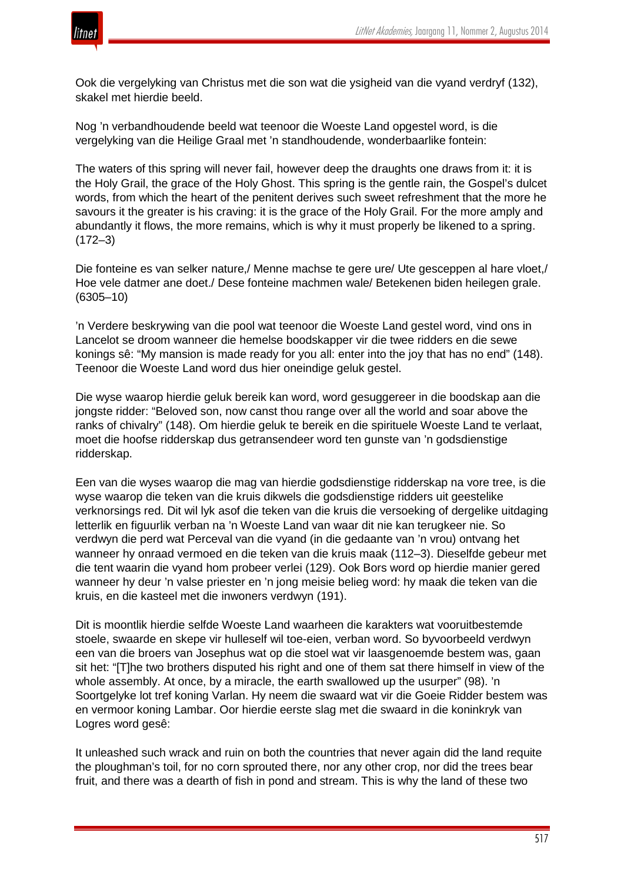Ook die vergelyking van Christus met die son wat die ysigheid van die vyand verdryf (132), skakel met hierdie beeld.

Nog 'n verbandhoudende beeld wat teenoor die Woeste Land opgestel word, is die vergelyking van die Heilige Graal met 'n standhoudende, wonderbaarlike fontein:

The waters of this spring will never fail, however deep the draughts one draws from it: it is the Holy Grail, the grace of the Holy Ghost. This spring is the gentle rain, the Gospel's dulcet words, from which the heart of the penitent derives such sweet refreshment that the more he savours it the greater is his craving: it is the grace of the Holy Grail. For the more amply and abundantly it flows, the more remains, which is why it must properly be likened to a spring. (172–3)

Die fonteine es van selker nature,/ Menne machse te gere ure/ Ute gesceppen al hare vloet,/ Hoe vele datmer ane doet./ Dese fonteine machmen wale/ Betekenen biden heilegen grale. (6305–10)

'n Verdere beskrywing van die pool wat teenoor die Woeste Land gestel word, vind ons in Lancelot se droom wanneer die hemelse boodskapper vir die twee ridders en die sewe konings sê: "My mansion is made ready for you all: enter into the joy that has no end" (148). Teenoor die Woeste Land word dus hier oneindige geluk gestel.

Die wyse waarop hierdie geluk bereik kan word, word gesuggereer in die boodskap aan die jongste ridder: "Beloved son, now canst thou range over all the world and soar above the ranks of chivalry" (148). Om hierdie geluk te bereik en die spirituele Woeste Land te verlaat, moet die hoofse ridderskap dus getransendeer word ten gunste van 'n godsdienstige ridderskap.

Een van die wyses waarop die mag van hierdie godsdienstige ridderskap na vore tree, is die wyse waarop die teken van die kruis dikwels die godsdienstige ridders uit geestelike verknorsings red. Dit wil lyk asof die teken van die kruis die versoeking of dergelike uitdaging letterlik en figuurlik verban na 'n Woeste Land van waar dit nie kan terugkeer nie. So verdwyn die perd wat Perceval van die vyand (in die gedaante van 'n vrou) ontvang het wanneer hy onraad vermoed en die teken van die kruis maak (112–3). Dieselfde gebeur met die tent waarin die vyand hom probeer verlei (129). Ook Bors word op hierdie manier gered wanneer hy deur 'n valse priester en 'n jong meisie belieg word: hy maak die teken van die kruis, en die kasteel met die inwoners verdwyn (191).

Dit is moontlik hierdie selfde Woeste Land waarheen die karakters wat vooruitbestemde stoele, swaarde en skepe vir hulleself wil toe-eien, verban word. So byvoorbeeld verdwyn een van die broers van Josephus wat op die stoel wat vir laasgenoemde bestem was, gaan sit het: "[T]he two brothers disputed his right and one of them sat there himself in view of the whole assembly. At once, by a miracle, the earth swallowed up the usurper" (98). 'n Soortgelyke lot tref koning Varlan. Hy neem die swaard wat vir die Goeie Ridder bestem was en vermoor koning Lambar. Oor hierdie eerste slag met die swaard in die koninkryk van Logres word gesê:

It unleashed such wrack and ruin on both the countries that never again did the land requite the ploughman's toil, for no corn sprouted there, nor any other crop, nor did the trees bear fruit, and there was a dearth of fish in pond and stream. This is why the land of these two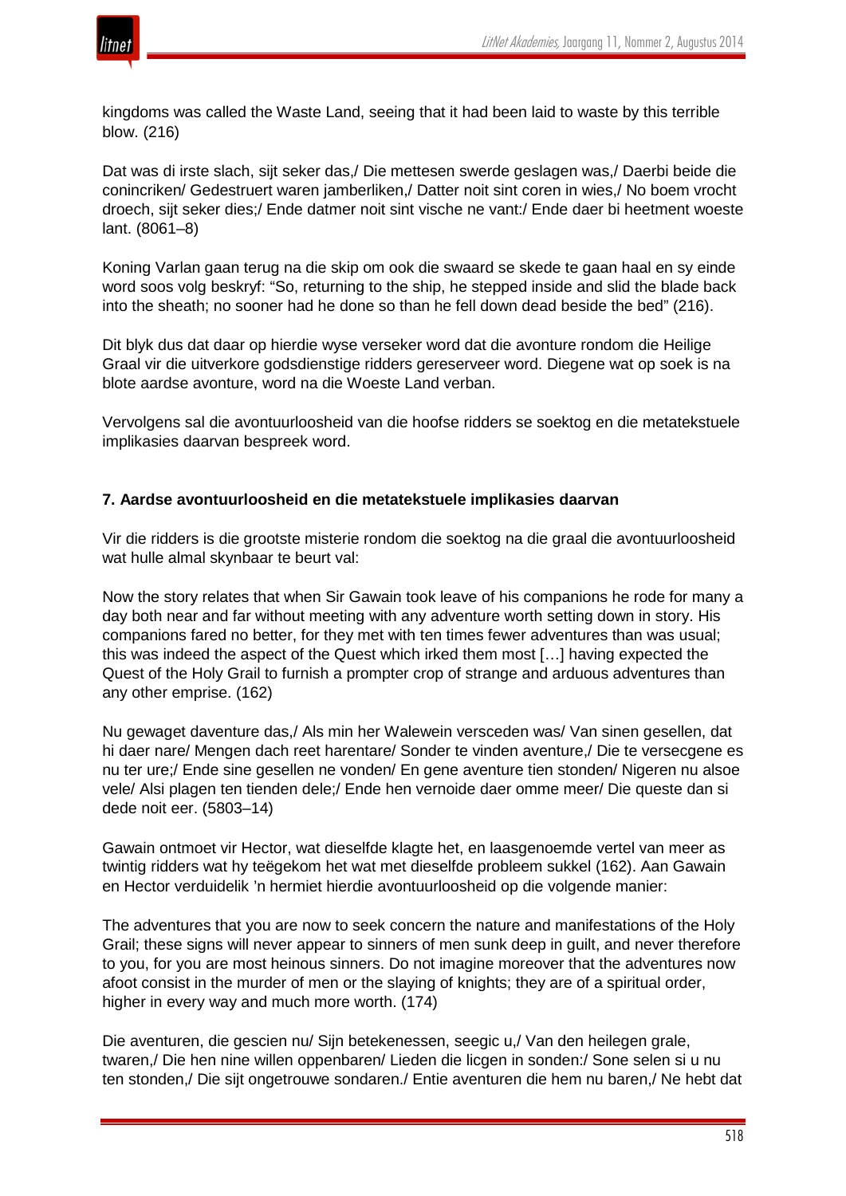kingdoms was called the Waste Land, seeing that it had been laid to waste by this terrible blow. (216)

Dat was di irste slach, sijt seker das,/ Die mettesen swerde geslagen was,/ Daerbi beide die conincriken/ Gedestrueert waren jamberliken,/ Datter noit sint coren in wies,/ No boem vrocht droech, sijt seker dies;/ Ende datmer noit sint vische ne vant:/ Ende daer bi heetment woeste lant. (8061–8)

Koning Varlan gaan terug na die skip om ook die swaard se skede te gaan haal en sy einde word soos volg beskryf: "So, returning to the ship, he stepped inside and slid the blade back into the sheath; no sooner had he done so than he fell down dead beside the bed" (216).

Dit blyk dus dat daar op hierdie wyse verseker word dat die avonture rondom die Heilige Graal vir die uitverkore godsdienstige ridders gereserveer word. Diegene wat op soek is na blote aardse avonture, word na die Woeste Land verban.

Vervolgens sal die avontuurloosheid van die hoofse ridders se soektog en die metatekstuele implikasies daarvan bespreek word.

### 7. Aardse avontuurloosheid en die metatekstuele implikasies daarvan

Vir die ridders is die grootste misterie rondom die soektog na die graal die avontuurloosheid wat hulle almal skynbaar te beurt val:

Now the story relates that when Sir Gawain took leave of his companions he rode for many a day both near and far without meeting with any adventure worth setting down in story. His companions fared no better, for they met with ten times fewer adventures than was usual; this was indeed the aspect of the Quest which irked them most […] having expected the Quest of the Holy Grail to furnish a prompter crop of strange and arduous adventures than any other emprise. (162)

Nu gewaget daventure das,/ Als min her Walewein versceden was/ Van sinen gesellen, dat hi daer nare/ Mengen dach reet harentare/ Sonder te vinden aventure,/ Die te versecgene es nu ter ure;/ Ende sine gesellen ne vonden/ En gene aventure tien stonden/ Nigeren nu alsoe vele/ Alsi plagen ten tienden dele;/ Ende hen vernoide daer omme meer/ Die queste dan si dede noit eer. (5803–14)

Gawain ontmoet vir Hector, wat dieselfde klagte het, en laasgenoemde vertel van meer as twintig ridders wat hy teëgekom het wat met dieselfde probleem sukkel (162). Aan Gawain en Hector verduidelik 'n hermiet hierdie avontuurloosheid op die volgende manier:

The adventures that you are now to seek concern the nature and manifestations of the Holy Grail; these signs will never appear to sinners of men sunk deep in guilt, and never therefore to you, for you are most heinous sinners. Do not imagine moreover that the adventures now afoot consist in the murder of men or the slaying of knights; they are of a spiritual order, higher in every way and much more worth. (174)

Die aventuren, die gescien nu/ Sijn betekenessen, seegic u,/ Van den heilegen grale, twaren,/ Die hen nine willen oppenbaren/ Lieden die licgen in sonden:/ Sone selen si u nu ten stonden,/ Die sijt ongetrouwe sondaren./ Entie aventuren die hem nu baren,/ Ne hebt dat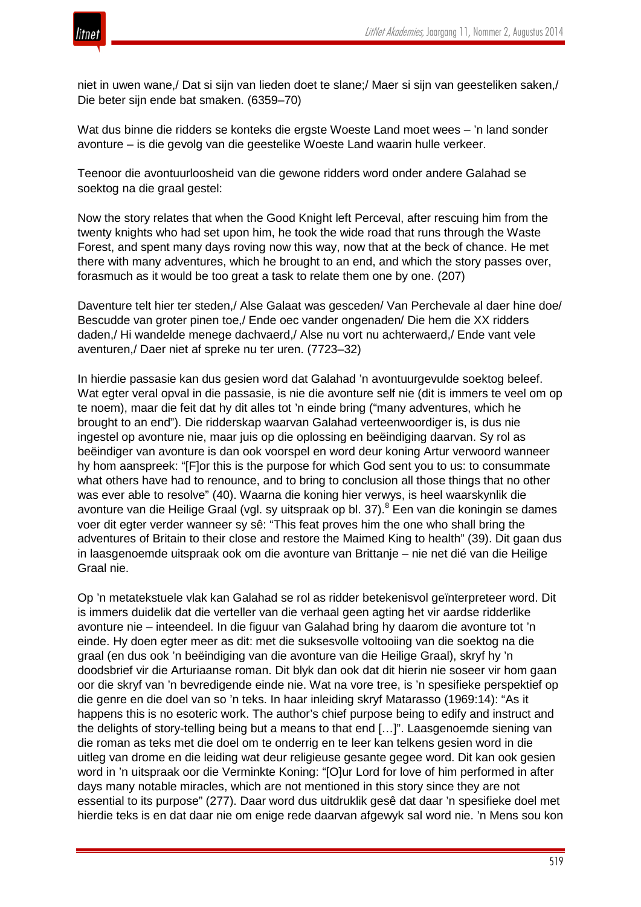niet in uwen wane,/ Dat si sijn van lieden doet te slane;/ Maer si sijn van geesteliken saken,/ Die beter sijn ende bat smaken. (6359–70)

Wat dus binne die ridders se konteks die ergste Woeste Land moet wees – ’n land sonder avonture – is die gevolg van die geestelike Woeste Land waarin hulle verkeer.

Teenoor die avontuurloosheid van die gewone ridders word onder andere Galahad se soektog na die graal gestel:

Now the story relates that when the Good Knight left Perceval, after rescuing him from the twenty knights who had set upon him, he took the wide road that runs through the Waste Forest, and spent many days roving now this way, now that at the beck of chance. He met there with many adventures, which he brought to an end, and which the story passes over, forasmuch as it would be too great a task to relate them one by one. (207)

Daventure telt hier ter steden,/ Alse Galaat was gesceden/ Van Perchevale al daer hine doe/ Bescudde van groter pinen toe,/ Ende oec vander ongenaden/ Die hem die XX ridders daden,/ Hi wandelde menege dachvaerd,/ Alse nu vort nu achterwaerd,/ Ende vant vele aventuren,/ Daer niet af spreke nu ter uren. (7723–32)

In hierdie passasie kan dus gesien word dat Galahad ’n avontuurgevulde soektog beleef. Wat egter veral opval in die passasie, is nie die avonture self nie (dit is immers te veel om op te noem), maar die feit dat hy dit alles tot ’n einde bring (“many adventures, which he brought to an end”). Die ridderskap waarvan Galahad verteenwoordiger is, is dus nie ingestel op avonture nie, maar juis op die oplossing en beëindiging daarvan. Sy rol as beëindiger van avonture is dan ook voorspel en word deur koning Artur verwoord wanneer hy hom aanspreek: “[F]or this is the purpose for which God sent you to us: to consummate what others have had to renounce, and to bring to conclusion all those things that no other was ever able to resolve” (40). Waarna die koning hier verwys, is heel waarskynlik die avonture van die Heilige Graal (vgl. sy uitspraak op bl. 37).[8] Een van die koningin se dames voer dit egter verder wanneer sy sê: “This feat proves him the one who shall bring the adventures of Britain to their close and restore the Maimed King to health” (39). Dit gaan dus in laasgenoemde uitspraak ook om die avonture van Brittanje – nie net dié van die Heilige Graal nie.

Op ’n metatekstuele vlak kan Galahad se rol as ridder betekenisvol geïnterpreteer word. Dit is immers duidelik dat die verteller van die verhaal geen agting het vir aardse ridderlike avonture nie – inteendeel. In die figuur van Galahad bring hy daarom die avonture tot ’n einde. Hy doen egter meer as dit: met die suksesvolle voltooiing van die soektog na die graal (en dus ook ’n beëindiging van die avonture van die Heilige Graal), skryf hy ’n doodsbrief vir die Arturiaanse roman. Dit blyk dan ook dat dit hierin nie soseer vir hom gaan oor die skryf van ’n bevredigende einde nie. Wat na vore tree, is ’n spesifieke perspektief op die genre en die doel van so ’n teks. In haar inleiding skryf Matarasso (1969:14): “As it happens this is no esoteric work. The author’s chief purpose being to edify and instruct and the delights of story-telling being but a means to that end […]”. Laasgenoemde siening van die roman as teks met die doel om te onderrig en te leer kan telkens gesien word in die uitleg van drome en die leiding wat deur religieuse gesante gegee word. Dit kan ook gesien word in ’n uitspraak oor die Verminkte Koning: “[O]ur Lord for love of him performed in after days many notable miracles, which are not mentioned in this story since they are not essential to its purpose” (277). Daar word dus uitdruklik gesê dat daar ’n spesifieke doel met hierdie teks is en dat daar nie om enige rede daarvan afgewyk sal word nie. ’n Mens sou kon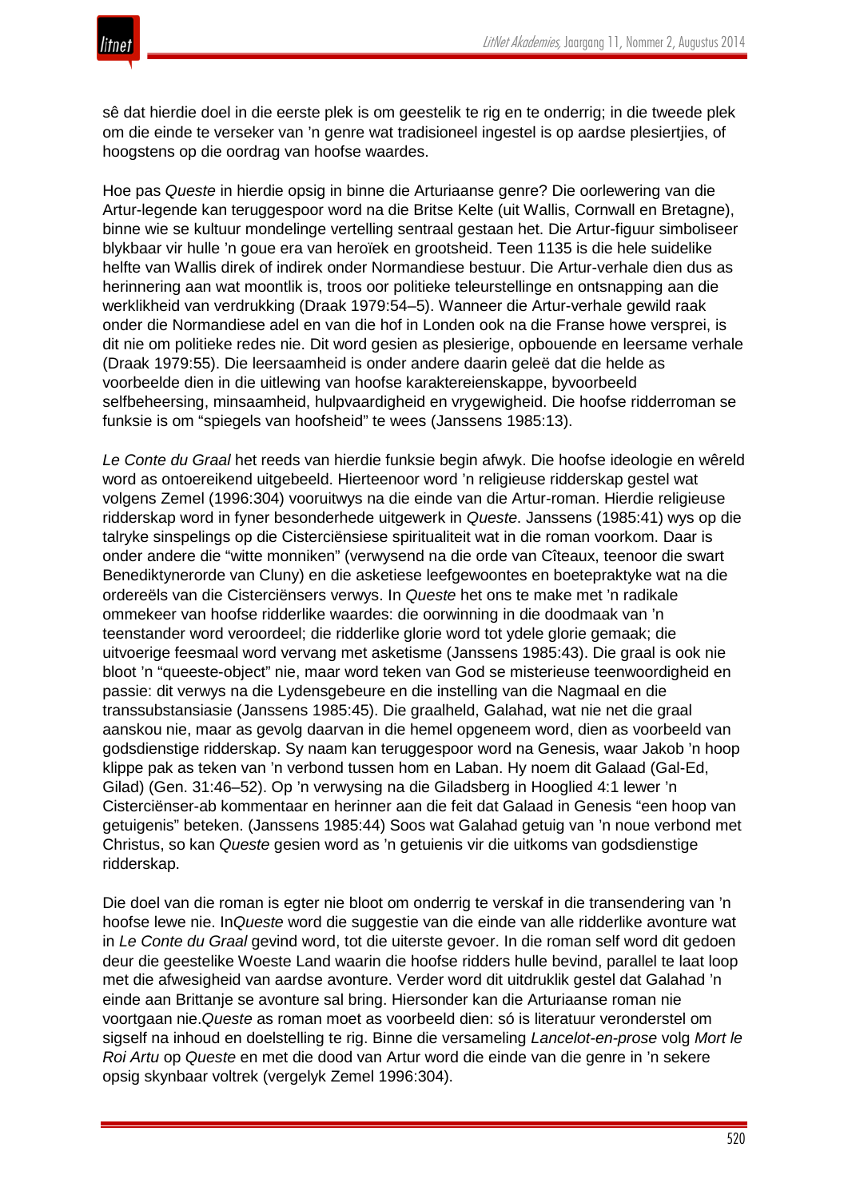sê dat hierdie doel in die eerste plek is om geestelik te rig en te onderrig; in die tweede plek om die einde te verseker van 'n genre wat tradisioneel ingestel is op aardse plesiertjies, of hoogstens op die oordrag van hoofse waardes.

Hoe pas *Queste* in hierdie opsig in binne die Arturiaanse genre? Die oorlewering van die Artur-legende kan teruggespoor word na die Britse Kelte (uit Wallis, Cornwall en Bretagne), binne wie se kultuur mondelinge vertelling sentraal gestaan het. Die Artur-figuur simboliseer blykbaar vir hulle 'n goue era van heroïek en grootsheid. Teen 1135 is die hele suidelike helfte van Wallis direk of indirek onder Normandiese bestuur. Die Artur-verhale dien dus as herinnering aan wat moontlik is, troos oor politieke teleurstellinge en ontsnapping aan die werklikheid van verdrukking (Draak 1979:54–5). Wanneer die Artur-verhale gewild raak onder die Normandiese adel en van die hof in Londen ook na die Franse howe versprei, is dit nie om politieke redes nie. Dit word gesien as plesierige, opbouende en leersame verhale (Draak 1979:55). Die leersaamheid is onder andere daarin geleë dat die helde as voorbeelde dien in die uitlewing van hoofse karaktereienskappe, byvoorbeeld selfbeheersing, minsaamheid, hulpvaardigheid en vrygewigheid. Die hoofse ridderroman se funksie is om "spiegels van hoofsheid" te wees (Janssens 1985:13).

*Le Conte du Graal* het reeds van hierdie funksie begin afwyk. Die hoofse ideologie en wêreld word as ontoereikend uitgebeeld. Hierteenoor word 'n religieuse ridderskap gestel wat volgens Zemel (1996:304) vooruitwys na die einde van die Artur-roman. Hierdie religieuse ridderskap word in fyner besonderhede uitgewerk in *Queste*. Janssens (1985:41) wys op die talryke sinspelings op die Cisterciënsiese spiritualiteit wat in die roman voorkom. Daar is onder andere die "witte monniken" (verwysend na die orde van Cîteaux, teenoor die swart Benediktynerorde van Cluny) en die asketiese leefgewoontes en boetepraktyke wat na die ordereëls van die Cisterciënsers verwys. In *Queste* het ons te make met 'n radikale ommekeer van hoofse ridderlike waardes: die oorwinning in die doodmaak van 'n teenstander word veroordeel; die ridderlike glorie word tot ydele glorie gemaak; die uitvoerige feesmaal word vervang met asketisme (Janssens 1985:43). Die graal is ook nie bloot 'n "queeste-object" nie, maar word teken van God se misterieuse teenwoordigheid en passie: dit verwys na die Lydensgebeure en die instelling van die Nagmaal en die transsubstansiasie (Janssens 1985:45). Die graalheld, Galahad, wat nie net die graal aanskou nie, maar as gevolg daarvan in die hemel opgeneem word, dien as voorbeeld van godsdienstige ridderskap. Sy naam kan teruggespoor word na Genesis, waar Jakob 'n hoop klippe pak as teken van 'n verbond tussen hom en Laban. Hy noem dit Galaad (Gal-Ed, Gilad) (Gen. 31:46–52). Op 'n verwysing na die Giladsberg in Hooglied 4:1 lewer 'n Cisterciënser-ab kommentaar en herinner aan die feit dat Galaad in Genesis "een hoop van getuigenis" beteken. (Janssens 1985:44) Soos wat Galahad getuig van 'n noue verbond met Christus, so kan *Queste* gesien word as 'n getuienis vir die uitkoms van godsdienstige ridderskap.

Die doel van die roman is egter nie bloot om onderrig te verskaf in die transendering van 'n hoofse lewe nie. In*Queste* word die suggestie van die einde van alle ridderlike avonture wat in *Le Conte du Graal* gevind word, tot die uiterste gevoer. In die roman self word dit gedoen deur die geestelike Woeste Land waarin die hoofse ridders hulle bevind, parallel te laat loop met die afwesigheid van aardse avonture. Verder word dit uitdruklik gestel dat Galahad 'n einde aan Brittanje se avonture sal bring. Hiersonder kan die Arturiaanse roman nie voortgaan nie.*Queste* as roman moet as voorbeeld dien: só is literatuur veronderstel om sigself na inhoud en doelstelling te rig. Binne die versameling *Lancelot-en-prose* volg *Mort le Roi Artu* op *Queste* en met die dood van Artur word die einde van die genre in 'n sekere opsig skynbaar voltrek (vergelyk Zemel 1996:304).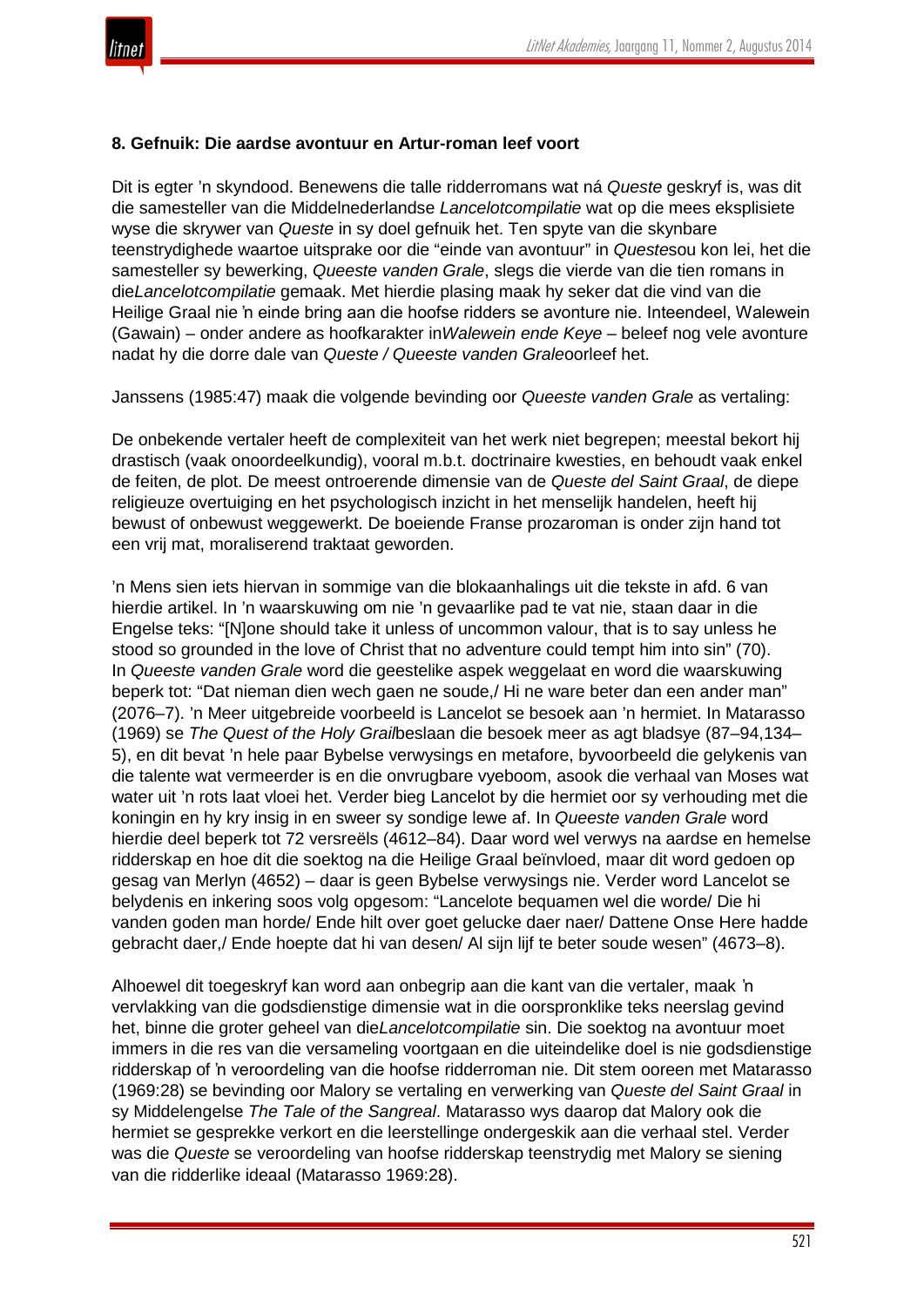**8. Gefnuik: Die aardse avontuur en Artur-roman leef voort**

Dit is egter 'n skyndood. Benewens die talle ridderromans wat ná *Queste* geskryf is, was dit die samesteller van die Middelnederlandse *Lancelotcompilatie* wat op die mees eksplisiete wyse die skrywer van *Queste* in sy doel gefnuik het. Ten spyte van die skynbare teenstrydighede waartoe uitsprake oor die "einde van avontuur" in *Queste*sou kon lei, het die samesteller sy bewerking, *Queeste vanden Grale*, slegs die vierde van die tien romans in die*Lancelotcompilatie* gemaak. Met hierdie plasing maak hy seker dat die vind van die Heilige Graal nie 'n einde bring aan die hoofse ridders se avonture nie. Inteendeel, Walewein (Gawain) – onder andere as hoofkarakter in*Walewein ende Keye* – beleef nog vele avonture nadat hy die dorre dale van *Queste / Queeste vanden Grale*oorleef het.

Janssens (1985:47) maak die volgende bevinding oor *Queeste vanden Grale* as vertaling:

De onbekende vertaler heeft de complexiteit van het werk niet begrepen; meestal bekort hij drastisch (vaak onoordeelkundig), vooral m.b.t. doctrinaire kwesties, en behoudt vaak enkel de feiten, de plot. De meest ontroerende dimensie van de *Queste del Saint Graal*, de diepe religieuze overtuiging en het psychologisch inzicht in het menselijk handelen, heeft hij bewust of onbewust weggewerkt. De boeiende Franse prozaroman is onder zijn hand tot een vrij mat, moraliserend traktaat geworden.

'n Mens sien iets hiervan in sommige van die blokaanhalings uit die tekste in afd. 6 van hierdie artikel. In 'n waarskuwing om nie 'n gevaarlike pad te vat nie, staan daar in die Engelse teks: "[N]one should take it unless of uncommon valour, that is to say unless he stood so grounded in the love of Christ that no adventure could tempt him into sin" (70). In *Queeste vanden Grale* word die geestelike aspek weggelaat en word die waarskuwing beperk tot: "Dat nieman dien wech gaen ne soude,/ Hi ne ware beter dan een ander man" (2076–7). 'n Meer uitgebreide voorbeeld is Lancelot se besoek aan 'n hermiet. In Matarasso (1969) se *The Quest of the Holy Grail*beslaan die besoek meer as agt bladsye (87–94,134–5), en dit bevat 'n hele paar Bybelse verwysings en metafore, byvoorbeeld die gelykenis van die talente wat vermeerder is en die onvrugbare vyeboom, asook die verhaal van Moses wat water uit 'n rots laat vloei het. Verder bieg Lancelot by die hermiet oor sy verhouding met die koningin en hy kry insig in en sweer sy sondige lewe af. In *Queeste vanden Grale* word hierdie deel beperk tot 72 versreëls (4612–84). Daar word wel verwys na aardse en hemelse ridderskap en hoe dit die soektog na die Heilige Graal beïnvloed, maar dit word gedoen op gesag van Merlyn (4652) – daar is geen Bybelse verwysings nie. Verder word Lancelot se belydenis en inkering soos volg opgesom: "Lancelote bequamen wel die worde/ Die hi vanden goden man horde/ Ende hilt over goet gelucke daer naer/ Dattene Onse Here hadde gebracht daer,/ Ende hoepte dat hi van desen/ Al sijn lijf te beter soude wesen" (4673–8).

Alhoewel dit toegeskryf kan word aan onbegrip aan die kant van die vertaler, maak 'n vervlakking van die godsdienstige dimensie wat in die oorspronklike teks neerslag gevind het, binne die groter geheel van die*Lancelotcompilatie* sin. Die soektog na avontuur moet immers in die res van die versameling voortgaan en die uiteindelike doel is nie godsdienstige ridderskap of 'n veroordeling van die hoofse ridderroman nie. Dit stem ooreen met Matarasso (1969:28) se bevinding oor Malory se vertaling en verwerking van *Queste del Saint Graal* in sy Middelengelse *The Tale of the Sangreal*. Matarasso wys daarop dat Malory ook die hermiet se gesprekke verkort en die leerstellinge ondergeskik aan die verhaal stel. Verder was die *Queste* se veroordeling van hoofse ridderskap teenstrydig met Malory se siening van die ridderlike ideaal (Matarasso 1969:28).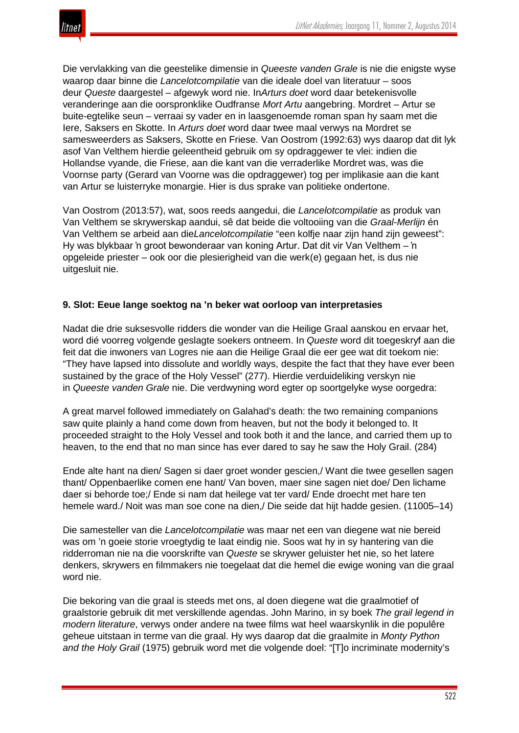Die vervlakking van die geestelike dimensie in *Queeste vanden Grale* is nie die enigste wyse waarop daar binne die *Lancelotcompilatie* van die ideale doel van literatuur – soos deur *Queste* daargestel – afgewyk word nie. In*Arturs doet* word daar betekenisvolle veranderinge aan die oorspronklike Oudfranse *Mort Artu* aangebring. Mordret – Artur se buite-egtelike seun – verraai sy vader en in laasgenoemde roman span hy saam met die Iere, Saksers en Skotte. In *Arturs doet* word daar twee maal verwys na Mordret se samesweerders as Saksers, Skotte en Friese. Van Oostrom (1992:63) wys daarop dat dit lyk asof Van Velthem hierdie geleentheid gebruik om sy opdraggewer te vlei: indien die Hollandse vyande, die Friese, aan die kant van die verraderlike Mordret was, was die Voornse party (Gerard van Voorne was die opdraggewer) tog per implikasie aan die kant van Artur se luisterryke monargie. Hier is dus sprake van politieke ondertone.

Van Oostrom (2013:57), wat, soos reeds aangedui, die *Lancelotcompilatie* as produk van Van Velthem se skrywerskap aandui, sê dat beide die voltooiing van die *Graal-Merlijn* én Van Velthem se arbeid aan die*Lancelotcompilatie* "een kolfje naar zijn hand zijn geweest": Hy was blykbaar 'n groot bewonderaar van koning Artur. Dat dit vir Van Velthem – 'n opgeleide priester – ook oor die plesierigheid van die werk(e) gegaan het, is dus nie uitgesluit nie.

### 9. Slot: Eeue lange soektog na 'n beker wat oorloop van interpretasies

Nadat die drie suksesvolle ridders die wonder van die Heilige Graal aanskou en ervaar het, word dié voorreg volgende geslagte soekers ontneem. In *Queste* word dit toegeskryf aan die feit dat die inwoners van Logres nie aan die Heilige Graal die eer gee wat dit toekom nie: "They have lapsed into dissolute and worldly ways, despite the fact that they have ever been sustained by the grace of the Holy Vessel" (277). Hierdie verduideliking verskyn nie in *Queeste vanden Grale* nie. Die verdwyning word egter op soortgelyke wyse oorgedra:

A great marvel followed immediately on Galahad's death: the two remaining companions saw quite plainly a hand come down from heaven, but not the body it belonged to. It proceeded straight to the Holy Vessel and took both it and the lance, and carried them up to heaven, to the end that no man since has ever dared to say he saw the Holy Grail. (284)

Ende alte hant na dien/ Sagen si daer groet wonder gescien,/ Want die twee gesellen sagen thant/ Oppenbaerlike comen ene hant/ Van boven, maer sine sagen niet doe/ Den lichame daer si behorde toe;/ Ende si nam dat heilege vat ter vard/ Ende droecht met hare ten hemele ward./ Noit was man soe cone na dien,/ Die seide dat hijt hadde gesien. (11005–14)

Die samesteller van die *Lancelotcompilatie* was maar net een van diegene wat nie bereid was om 'n goeie storie vroegtydig te laat eindig nie. Soos wat hy in sy hantering van die ridderroman nie na die voorskrifte van *Queste* se skrywer geluister het nie, so het latere denkers, skrywers en filmmakers nie toegelaat dat die hemel die ewige woning van die graal word nie.

Die bekoring van die graal is steeds met ons, al doen diegene wat die graalmotief of graalstorie gebruik dit met verskillende agendas. John Marino, in sy boek *The grail legend in modern literature*, verwys onder andere na twee films wat heel waarskynlik in die populêre geheue uitstaan in terme van die graal. Hy wys daarop dat die graalmite in *Monty Python and the Holy Grail* (1975) gebruik word met die volgende doel: "[T]o incriminate modernity's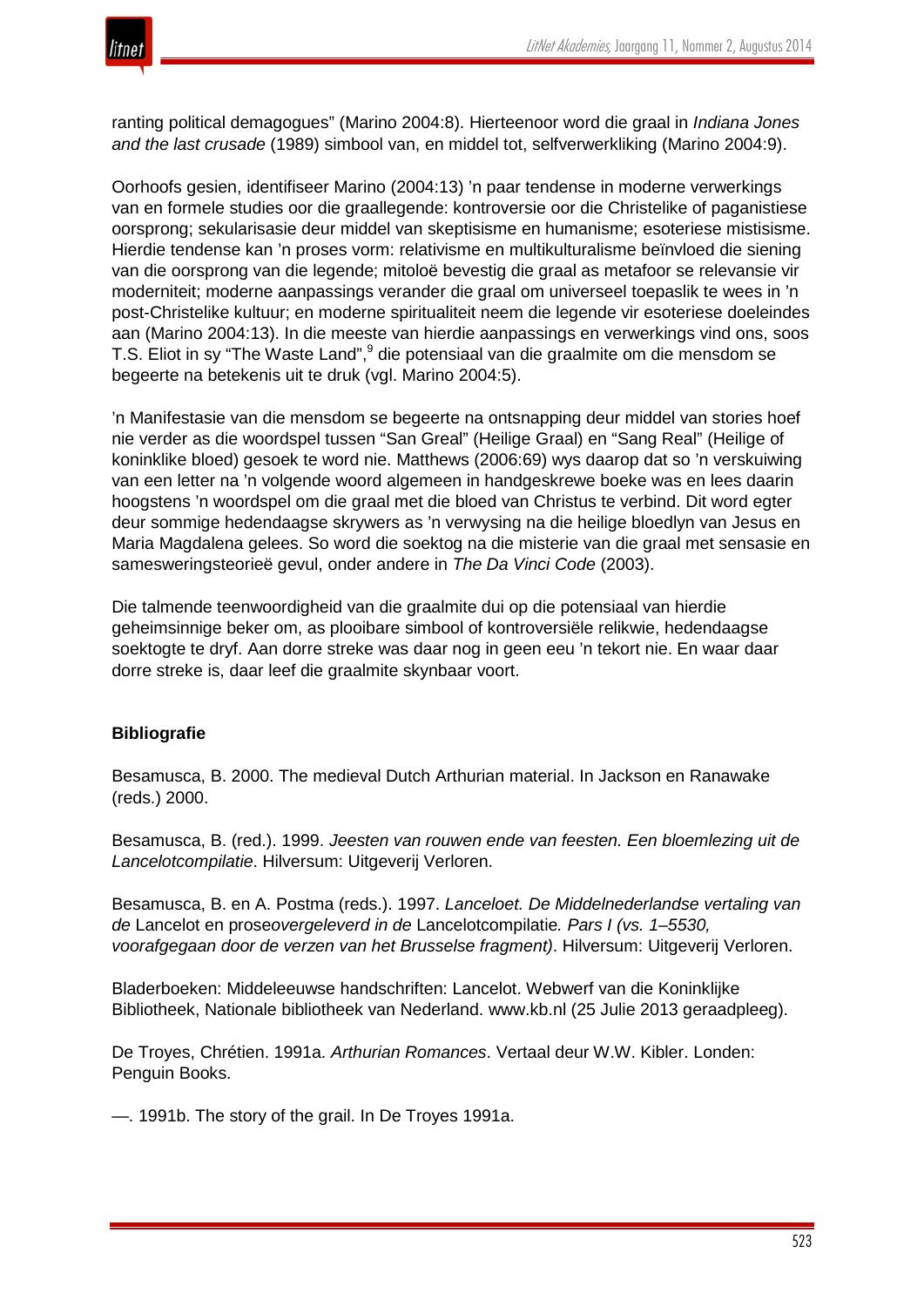ranting political demagogues" (Marino 2004:8). Hierteenoor word die graal in *Indiana Jones and the last crusade* (1989) simbool van, en middel tot, selfverwerkliking (Marino 2004:9).

Oorhoofs gesien, identifiseer Marino (2004:13) 'n paar tendense in moderne verwerkings van en formele studies oor die graallegende: kontroversie oor die Christelike of paganistiese oorsprong; sekularisasie deur middel van skeptisisme en humanisme; esoteriese mistisisme. Hierdie tendense kan 'n proses vorm: relativisme en multikulturalisme beïnvloed die siening van die oorsprong van die legende; mitoloë bevestig die graal as metafoor se relevansie vir moderniteit; moderne aanpassings verander die graal om universeel toepaslik te wees in 'n post-Christelike kultuur; en moderne spiritualiteit neem die legende vir esoteriese doeleindes aan (Marino 2004:13). In die meeste van hierdie aanpassings en verwerkings vind ons, soos T.S. Eliot in sy "The Waste Land",[9] die potensiaal van die graalmite om die mensdom se begeerte na betekenis uit te druk (vgl. Marino 2004:5).

'n Manifestasie van die mensdom se begeerte na ontsnapping deur middel van stories hoef nie verder as die woordspel tussen "San Greal" (Heilige Graal) en "Sang Real" (Heilige of koninklike bloed) gesoek te word nie. Matthews (2006:69) wys daarop dat so 'n verskuiwing van een letter na 'n volgende woord algemeen in handgeskrewe boeke was en lees daarin hoogstens 'n woordspel om die graal met die bloed van Christus te verbind. Dit word egter deur sommige hedendaagse skrywers as 'n verwysing na die heilige bloedlyn van Jesus en Maria Magdalena gelees. So word die soektog na die misterie van die graal met sensasie en sameseweringsteorieë gevul, onder andere in *The Da Vinci Code* (2003).

Die talmende teenwoordigheid van die graalmite dui op die potensiaal van hierdie geheimsinnige beker om, as plooibare simbool of kontroversiële relikwie, hedendaagse soektogte te dryf. Aan dorre streke was daar nog in geen eeu 'n tekort nie. En waar daar dorre streke is, daar leef die graalmite skynbaar voort.

**Bibliografie**

Besamusca, B. 2000. The medieval Dutch Arthurian material. In Jackson en Ranawake (reds.) 2000.

Besamusca, B. (red.). 1999. *Jeesten van rouwen ende van feesten. Een bloemlezing uit de Lancelotcompilatie*. Hilversum: Uitgeverij Verloren.

Besamusca, B. en A. Postma (reds.). 1997. *Lanceloet. De Middelnederlandse vertaling van de* Lancelot en prose*overgeleverd in de* Lancelotcompilatie*. Pars I (vs. 1–5530, voorafgegaan door de verzen van het Brusselse fragment)*. Hilversum: Uitgeverij Verloren.

Bladerboeken: Middeleeuwse handschriften: Lancelot. Webwerf van die Koninklijke Bibliotheek, Nationale bibliotheek van Nederland. www.kb.nl (25 Julie 2013 geraadpleeg).

De Troyes, Chrétien. 1991a. *Arthurian Romances*. Vertaal deur W.W. Kibler. Londen: Penguin Books.

—. 1991b. The story of the grail. In De Troyes 1991a.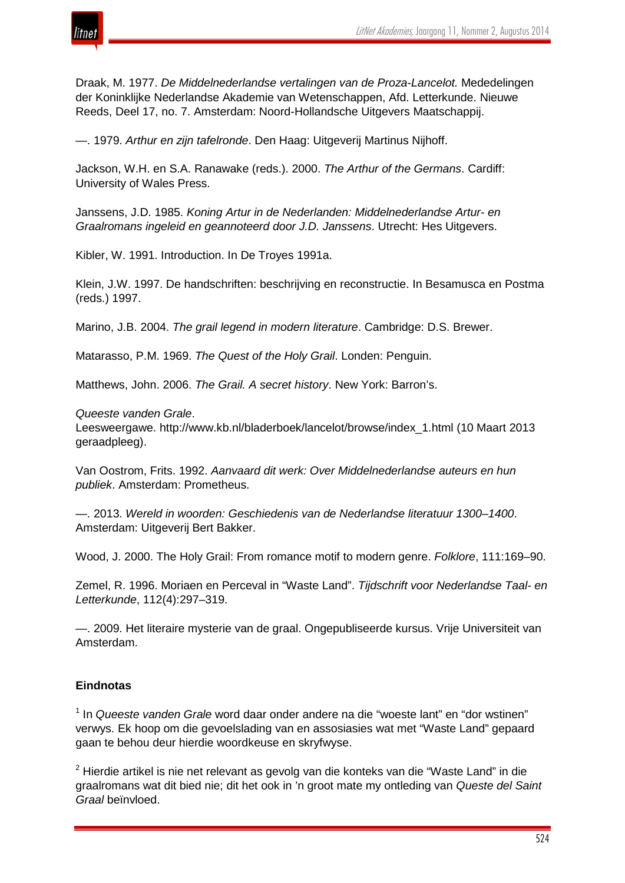Draak, M. 1977. *De Middelnederlandse vertalingen van de Proza-Lancelot.* Mededelingen der Koninklijke Nederlandse Akademie van Wetenschappen, Afd. Letterkunde. Nieuwe Reeds, Deel 17, no. 7. Amsterdam: Noord-Hollandsche Uitgevers Maatschappij.

—. 1979. *Arthur en zijn tafelronde*. Den Haag: Uitgeverij Martinus Nijhoff.

Jackson, W.H. en S.A. Ranawake (reds.). 2000. *The Arthur of the Germans*. Cardiff: University of Wales Press.

Janssens, J.D. 1985. *Koning Artur in de Nederlanden: Middelnederlandse Artur- en Graalromans ingeleid en geannoteerd door J.D. Janssens*. Utrecht: Hes Uitgevers.

Kibler, W. 1991. Introduction. In De Troyes 1991a.

Klein, J.W. 1997. De handschriften: beschrijving en reconstructie. In Besamusca en Postma (reds.) 1997.

Marino, J.B. 2004. *The grail legend in modern literature*. Cambridge: D.S. Brewer.

Matarasso, P.M. 1969. *The Quest of the Holy Grail*. Londen: Penguin.

Matthews, John. 2006. *The Grail. A secret history*. New York: Barron's.

*Queeste vanden Grale*.
Leesweergawe. http://www.kb.nl/bladerboek/lancelot/browse/index_1.html (10 Maart 2013 geraadpleeg).

Van Oostrom, Frits. 1992. *Aanvaard dit werk: Over Middelnederlandse auteurs en hun publiek*. Amsterdam: Prometheus.

—. 2013. *Wereld in woorden: Geschiedenis van de Nederlandse literatuur 1300–1400*. Amsterdam: Uitgeverij Bert Bakker.

Wood, J. 2000. The Holy Grail: From romance motif to modern genre. *Folklore*, 111:169–90.

Zemel, R. 1996. Moriaen en Perceval in "Waste Land". *Tijdschrift voor Nederlandse Taal- en Letterkunde*, 112(4):297–319.

—. 2009. Het literaire mysterie van de graal. Ongepubliseerde kursus. Vrije Universiteit van Amsterdam.

## Eindnotas

[1] In *Queeste vanden Grale* word daar onder andere na die "woeste lant" en "dor wstinen" verwys. Ek hoop om die gevoelslading van en assosiasies wat met "Waste Land" gepaard gaan te behou deur hierdie woordkeuse en skryfwyse.

[2] Hierdie artikel is nie net relevant as gevolg van die konteks van die "Waste Land" in die graalromans wat dit bied nie; dit het ook in 'n groot mate my ontleding van *Queste del Saint Graal* beïnvloed.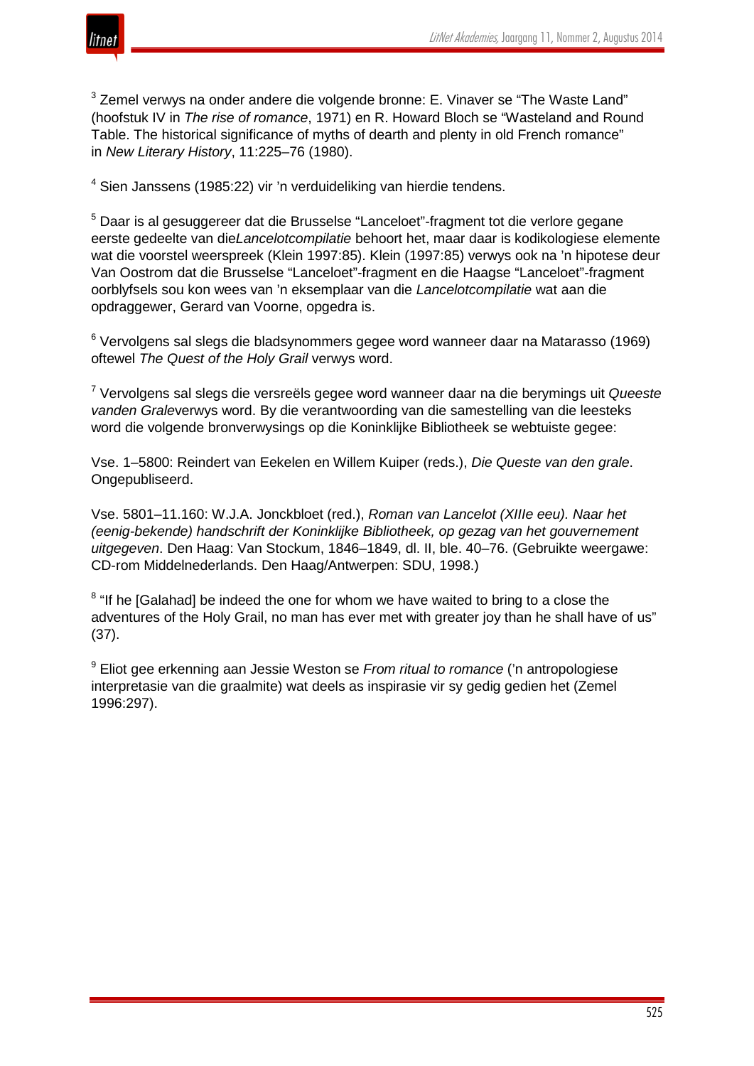[3] Zemel verwys na onder andere die volgende bronne: E. Vinaver se "The Waste Land" (hoofstuk IV in *The rise of romance*, 1971) en R. Howard Bloch se "Wasteland and Round Table. The historical significance of myths of dearth and plenty in old French romance" in *New Literary History*, 11:225–76 (1980).

[4] Sien Janssens (1985:22) vir 'n verduideliking van hierdie tendens.

[5] Daar is al gesuggereer dat die Brusselse "Lanceloet"-fragment tot die verlore gegane eerste gedeelte van die*Lancelotcompilatie* behoort het, maar daar is kodikologiese elemente wat die voorstel weerspreek (Klein 1997:85). Klein (1997:85) verwys ook na 'n hipotese deur Van Oostrom dat die Brusselse "Lanceloet"-fragment en die Haagse "Lanceloet"-fragment oorblyfsels sou kon wees van 'n eksemplaar van die *Lancelotcompilatie* wat aan die opdraggewer, Gerard van Voorne, opgedra is.

[6] Vervolgens sal slegs die bladsynommers gegee word wanneer daar na Matarasso (1969) oftewel *The Quest of the Holy Grail* verwys word.

[7] Vervolgens sal slegs die versreëls gegee word wanneer daar na die berymings uit *Queeste vanden Grale*verwys word. By die verantwoording van die samestelling van die leesteks word die volgende bronverwysings op die Koninklijke Bibliotheek se webtuiste gegee:

Vse. 1–5800: Reindert van Eekelen en Willem Kuiper (reds.), *Die Queste van den grale*. Ongepubliseerd.

Vse. 5801–11.160: W.J.A. Jonckbloet (red.), *Roman van Lancelot (XIIIe eeu). Naar het (eenig-bekende) handschrift der Koninklijke Bibliotheek, op gezag van het gouvernement uitgegeven*. Den Haag: Van Stockum, 1846–1849, dl. II, ble. 40–76. (Gebruikte weergawe: CD-rom Middelnederlands. Den Haag/Antwerpen: SDU, 1998.)

[8] "If he [Galahad] be indeed the one for whom we have waited to bring to a close the adventures of the Holy Grail, no man has ever met with greater joy than he shall have of us" (37).

[9] Eliot gee erkenning aan Jessie Weston se *From ritual to romance* ('n antropologiese interpretasie van die graalmite) wat deels as inspirasie vir sy gedig gedien het (Zemel 1996:297).